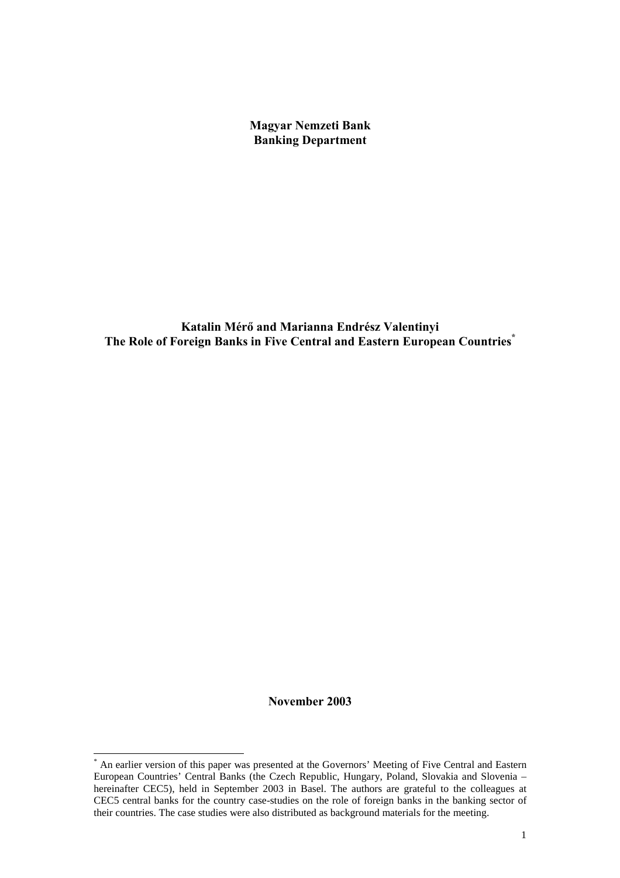**Magyar Nemzeti Bank**
**Banking Department**

# Katalin Mérő and Marianna Endrész Valentinyi
# The Role of Foreign Banks in Five Central and Eastern European Countries[*]

**November 2003**

[*] An earlier version of this paper was presented at the Governors' Meeting of Five Central and Eastern European Countries' Central Banks (the Czech Republic, Hungary, Poland, Slovakia and Slovenia – hereinafter CEC5), held in September 2003 in Basel. The authors are grateful to the colleagues at CEC5 central banks for the country case-studies on the role of foreign banks in the banking sector of their countries. The case studies were also distributed as background materials for the meeting.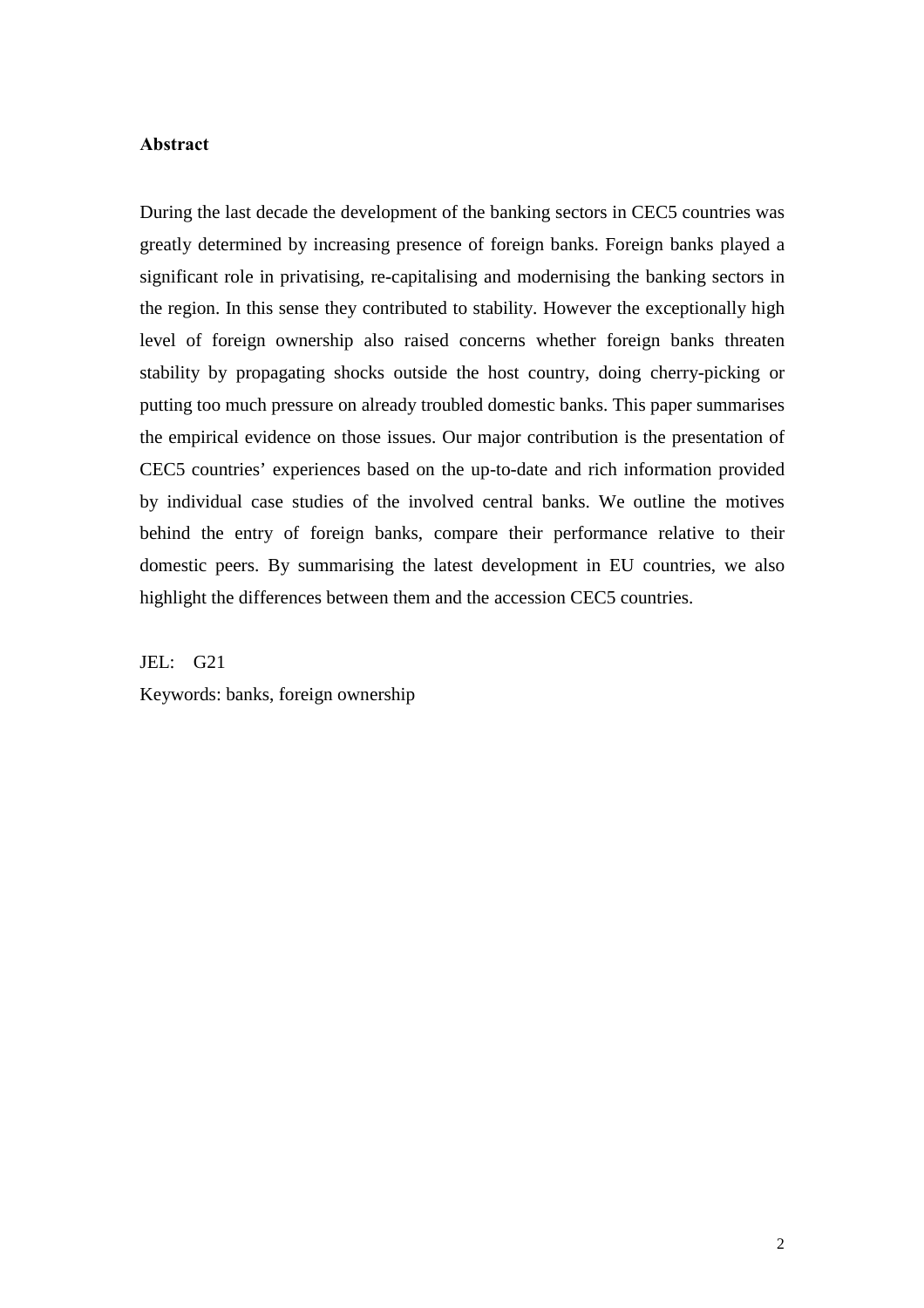**Abstract**

During the last decade the development of the banking sectors in CEC5 countries was greatly determined by increasing presence of foreign banks. Foreign banks played a significant role in privatising, re-capitalising and modernising the banking sectors in the region. In this sense they contributed to stability. However the exceptionally high level of foreign ownership also raised concerns whether foreign banks threaten stability by propagating shocks outside the host country, doing cherry-picking or putting too much pressure on already troubled domestic banks. This paper summarises the empirical evidence on those issues. Our major contribution is the presentation of CEC5 countries' experiences based on the up-to-date and rich information provided by individual case studies of the involved central banks. We outline the motives behind the entry of foreign banks, compare their performance relative to their domestic peers. By summarising the latest development in EU countries, we also highlight the differences between them and the accession CEC5 countries.

JEL: G21

Keywords: banks, foreign ownership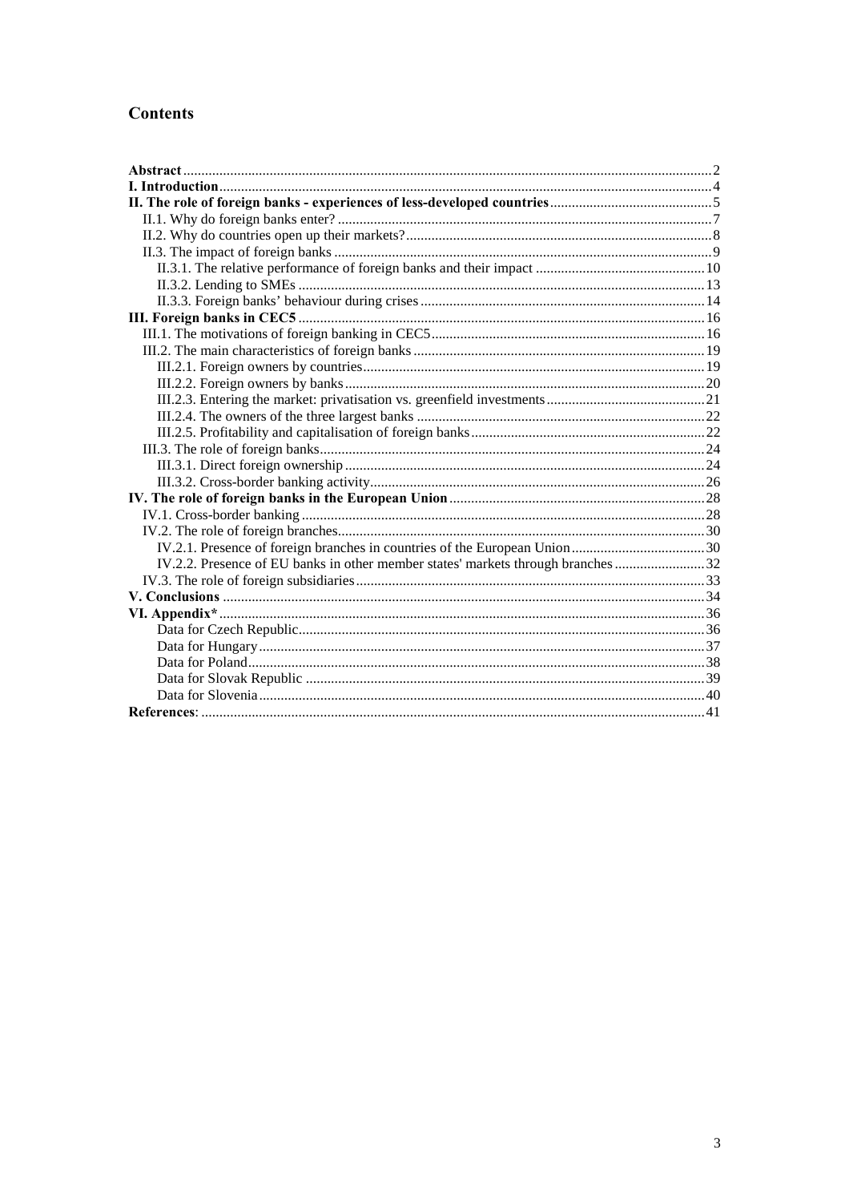# Contents

| | |
|---|---|
| **Abstract** | 2 |
| **I. Introduction** | 4 |
| **II. The role of foreign banks - experiences of less-developed countries** | 5 |
| II.1. Why do foreign banks enter? | 7 |
| II.2. Why do countries open up their markets? | 8 |
| II.3. The impact of foreign banks | 9 |
| II.3.1. The relative performance of foreign banks and their impact | 10 |
| II.3.2. Lending to SMEs | 13 |
| II.3.3. Foreign banks' behaviour during crises | 14 |
| **III. Foreign banks in CEC5** | 16 |
| III.1. The motivations of foreign banking in CEC5 | 16 |
| III.2. The main characteristics of foreign banks | 19 |
| III.2.1. Foreign owners by countries | 19 |
| III.2.2. Foreign owners by banks | 20 |
| III.2.3. Entering the market: privatisation vs. greenfield investments | 21 |
| III.2.4. The owners of the three largest banks | 22 |
| III.2.5. Profitability and capitalisation of foreign banks | 22 |
| III.3. The role of foreign banks | 24 |
| III.3.1. Direct foreign ownership | 24 |
| III.3.2. Cross-border banking activity | 26 |
| **IV. The role of foreign banks in the European Union** | 28 |
| IV.1. Cross-border banking | 28 |
| IV.2. The role of foreign branches | 30 |
| IV.2.1. Presence of foreign branches in countries of the European Union | 30 |
| IV.2.2. Presence of EU banks in other member states' markets through branches | 32 |
| IV.3. The role of foreign subsidiaries | 33 |
| **V. Conclusions** | 34 |
| **VI. Appendix*** | 36 |
| Data for Czech Republic | 36 |
| Data for Hungary | 37 |
| Data for Poland | 38 |
| Data for Slovak Republic | 39 |
| Data for Slovenia | 40 |
| **References**: | 41 |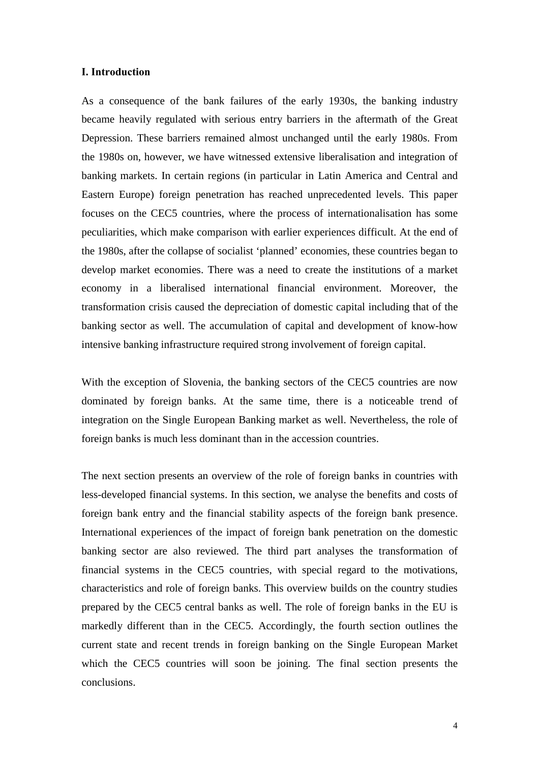## I. Introduction

As a consequence of the bank failures of the early 1930s, the banking industry became heavily regulated with serious entry barriers in the aftermath of the Great Depression. These barriers remained almost unchanged until the early 1980s. From the 1980s on, however, we have witnessed extensive liberalisation and integration of banking markets. In certain regions (in particular in Latin America and Central and Eastern Europe) foreign penetration has reached unprecedented levels. This paper focuses on the CEC5 countries, where the process of internationalisation has some peculiarities, which make comparison with earlier experiences difficult. At the end of the 1980s, after the collapse of socialist 'planned' economies, these countries began to develop market economies. There was a need to create the institutions of a market economy in a liberalised international financial environment. Moreover, the transformation crisis caused the depreciation of domestic capital including that of the banking sector as well. The accumulation of capital and development of know-how intensive banking infrastructure required strong involvement of foreign capital.

With the exception of Slovenia, the banking sectors of the CEC5 countries are now dominated by foreign banks. At the same time, there is a noticeable trend of integration on the Single European Banking market as well. Nevertheless, the role of foreign banks is much less dominant than in the accession countries.

The next section presents an overview of the role of foreign banks in countries with less-developed financial systems. In this section, we analyse the benefits and costs of foreign bank entry and the financial stability aspects of the foreign bank presence. International experiences of the impact of foreign bank penetration on the domestic banking sector are also reviewed. The third part analyses the transformation of financial systems in the CEC5 countries, with special regard to the motivations, characteristics and role of foreign banks. This overview builds on the country studies prepared by the CEC5 central banks as well. The role of foreign banks in the EU is markedly different than in the CEC5. Accordingly, the fourth section outlines the current state and recent trends in foreign banking on the Single European Market which the CEC5 countries will soon be joining. The final section presents the conclusions.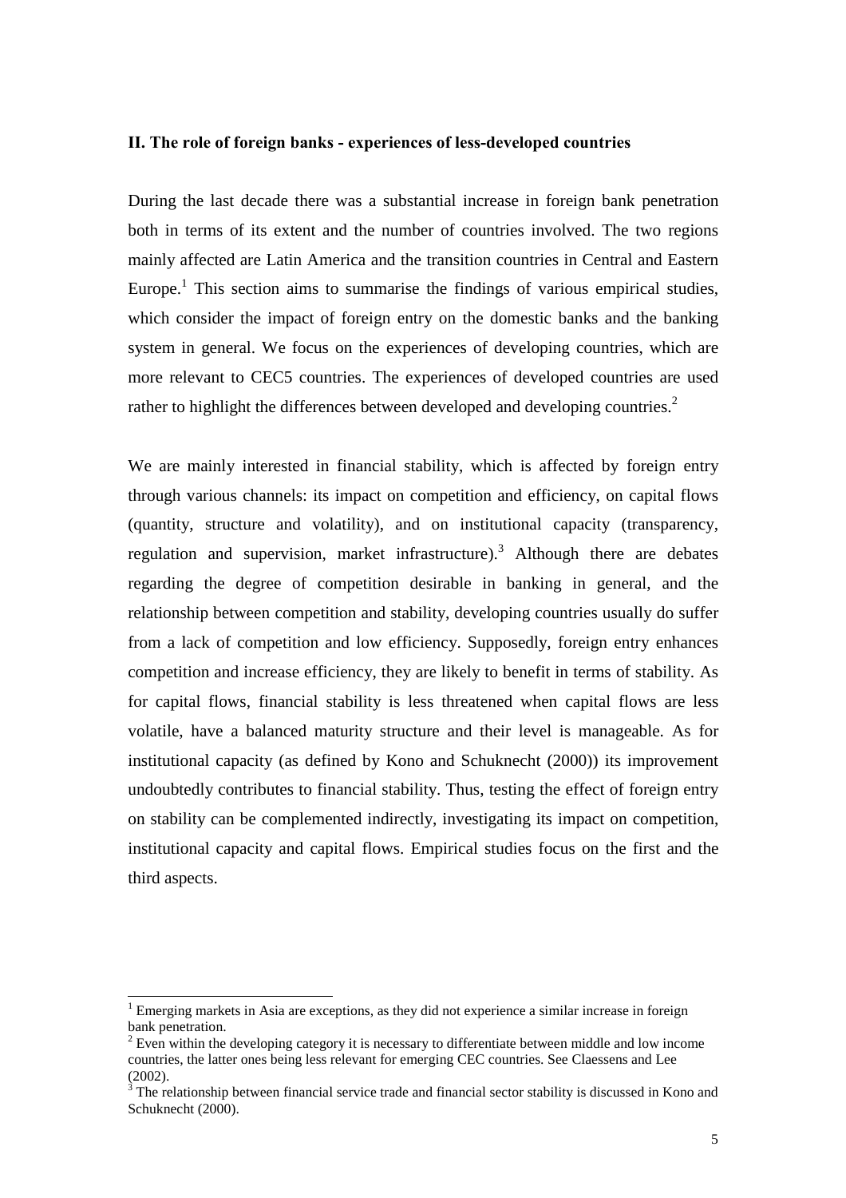## II. The role of foreign banks - experiences of less-developed countries

During the last decade there was a substantial increase in foreign bank penetration both in terms of its extent and the number of countries involved. The two regions mainly affected are Latin America and the transition countries in Central and Eastern Europe.[1] This section aims to summarise the findings of various empirical studies, which consider the impact of foreign entry on the domestic banks and the banking system in general. We focus on the experiences of developing countries, which are more relevant to CEC5 countries. The experiences of developed countries are used rather to highlight the differences between developed and developing countries.[2]

We are mainly interested in financial stability, which is affected by foreign entry through various channels: its impact on competition and efficiency, on capital flows (quantity, structure and volatility), and on institutional capacity (transparency, regulation and supervision, market infrastructure).[3] Although there are debates regarding the degree of competition desirable in banking in general, and the relationship between competition and stability, developing countries usually do suffer from a lack of competition and low efficiency. Supposedly, foreign entry enhances competition and increase efficiency, they are likely to benefit in terms of stability. As for capital flows, financial stability is less threatened when capital flows are less volatile, have a balanced maturity structure and their level is manageable. As for institutional capacity (as defined by Kono and Schuknecht (2000)) its improvement undoubtedly contributes to financial stability. Thus, testing the effect of foreign entry on stability can be complemented indirectly, investigating its impact on competition, institutional capacity and capital flows. Empirical studies focus on the first and the third aspects.

---

[1] Emerging markets in Asia are exceptions, as they did not experience a similar increase in foreign bank penetration.

[2] Even within the developing category it is necessary to differentiate between middle and low income countries, the latter ones being less relevant for emerging CEC countries. See Claessens and Lee (2002).

[3] The relationship between financial service trade and financial sector stability is discussed in Kono and Schuknecht (2000).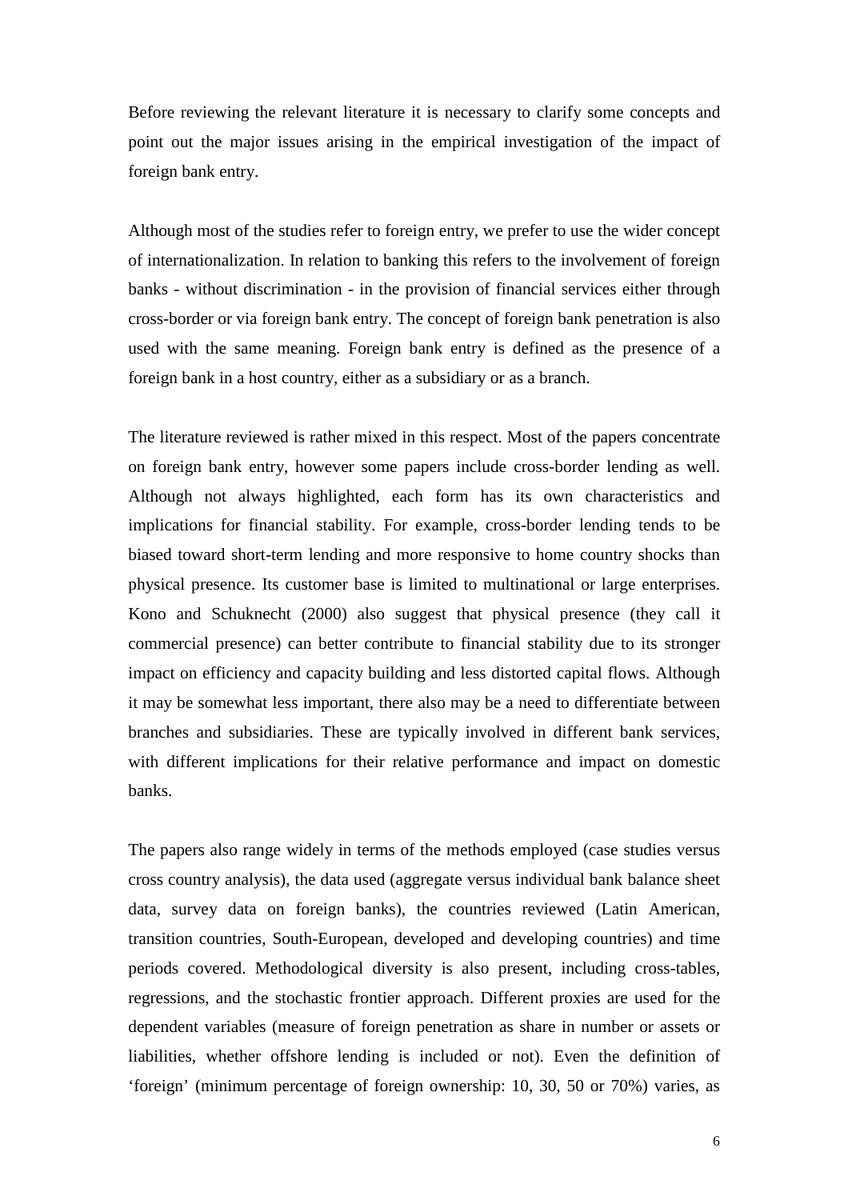Before reviewing the relevant literature it is necessary to clarify some concepts and point out the major issues arising in the empirical investigation of the impact of foreign bank entry.

Although most of the studies refer to foreign entry, we prefer to use the wider concept of internationalization. In relation to banking this refers to the involvement of foreign banks - without discrimination - in the provision of financial services either through cross-border or via foreign bank entry. The concept of foreign bank penetration is also used with the same meaning. Foreign bank entry is defined as the presence of a foreign bank in a host country, either as a subsidiary or as a branch.

The literature reviewed is rather mixed in this respect. Most of the papers concentrate on foreign bank entry, however some papers include cross-border lending as well. Although not always highlighted, each form has its own characteristics and implications for financial stability. For example, cross-border lending tends to be biased toward short-term lending and more responsive to home country shocks than physical presence. Its customer base is limited to multinational or large enterprises. Kono and Schuknecht (2000) also suggest that physical presence (they call it commercial presence) can better contribute to financial stability due to its stronger impact on efficiency and capacity building and less distorted capital flows. Although it may be somewhat less important, there also may be a need to differentiate between branches and subsidiaries. These are typically involved in different bank services, with different implications for their relative performance and impact on domestic banks.

The papers also range widely in terms of the methods employed (case studies versus cross country analysis), the data used (aggregate versus individual bank balance sheet data, survey data on foreign banks), the countries reviewed (Latin American, transition countries, South-European, developed and developing countries) and time periods covered. Methodological diversity is also present, including cross-tables, regressions, and the stochastic frontier approach. Different proxies are used for the dependent variables (measure of foreign penetration as share in number or assets or liabilities, whether offshore lending is included or not). Even the definition of 'foreign' (minimum percentage of foreign ownership: 10, 30, 50 or 70%) varies, as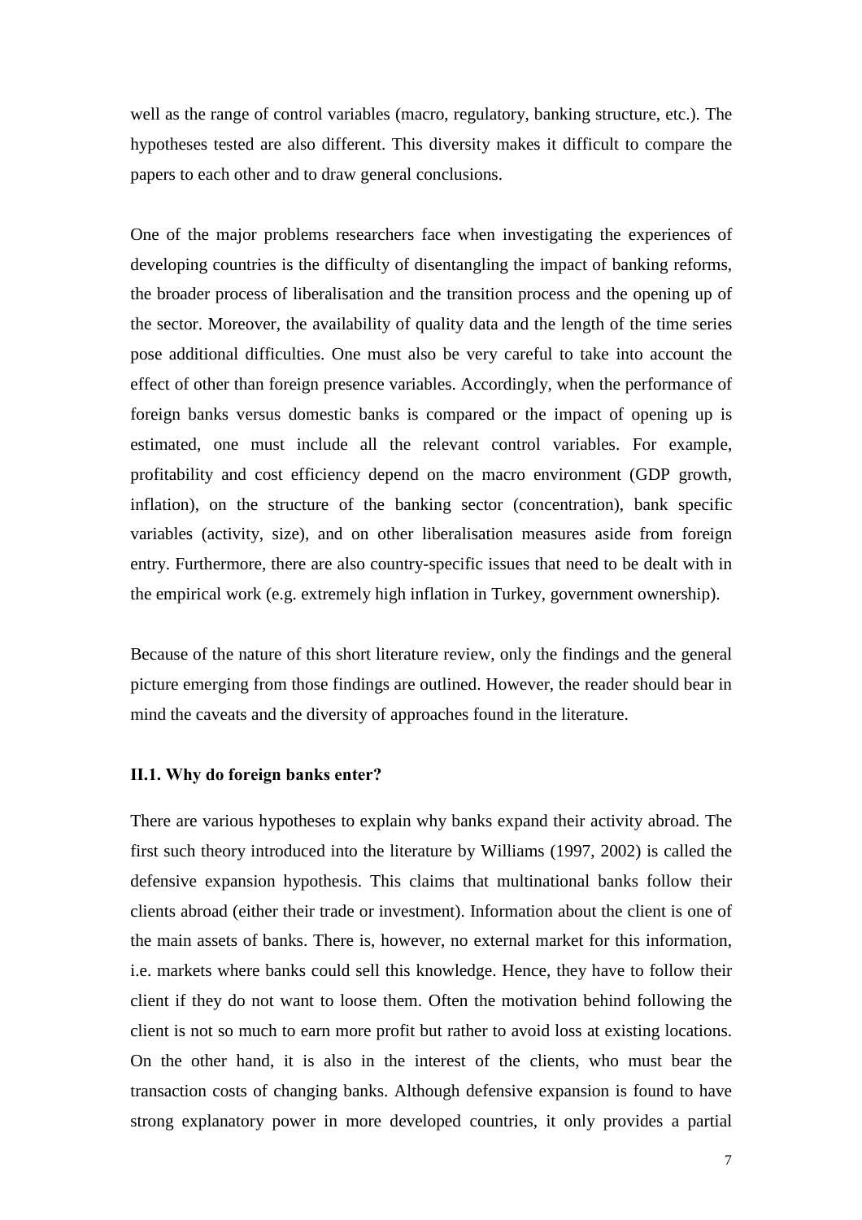well as the range of control variables (macro, regulatory, banking structure, etc.). The hypotheses tested are also different. This diversity makes it difficult to compare the papers to each other and to draw general conclusions.

One of the major problems researchers face when investigating the experiences of developing countries is the difficulty of disentangling the impact of banking reforms, the broader process of liberalisation and the transition process and the opening up of the sector. Moreover, the availability of quality data and the length of the time series pose additional difficulties. One must also be very careful to take into account the effect of other than foreign presence variables. Accordingly, when the performance of foreign banks versus domestic banks is compared or the impact of opening up is estimated, one must include all the relevant control variables. For example, profitability and cost efficiency depend on the macro environment (GDP growth, inflation), on the structure of the banking sector (concentration), bank specific variables (activity, size), and on other liberalisation measures aside from foreign entry. Furthermore, there are also country-specific issues that need to be dealt with in the empirical work (e.g. extremely high inflation in Turkey, government ownership).

Because of the nature of this short literature review, only the findings and the general picture emerging from those findings are outlined. However, the reader should bear in mind the caveats and the diversity of approaches found in the literature.

### II.1. Why do foreign banks enter?

There are various hypotheses to explain why banks expand their activity abroad. The first such theory introduced into the literature by Williams (1997, 2002) is called the defensive expansion hypothesis. This claims that multinational banks follow their clients abroad (either their trade or investment). Information about the client is one of the main assets of banks. There is, however, no external market for this information, i.e. markets where banks could sell this knowledge. Hence, they have to follow their client if they do not want to loose them. Often the motivation behind following the client is not so much to earn more profit but rather to avoid loss at existing locations. On the other hand, it is also in the interest of the clients, who must bear the transaction costs of changing banks. Although defensive expansion is found to have strong explanatory power in more developed countries, it only provides a partial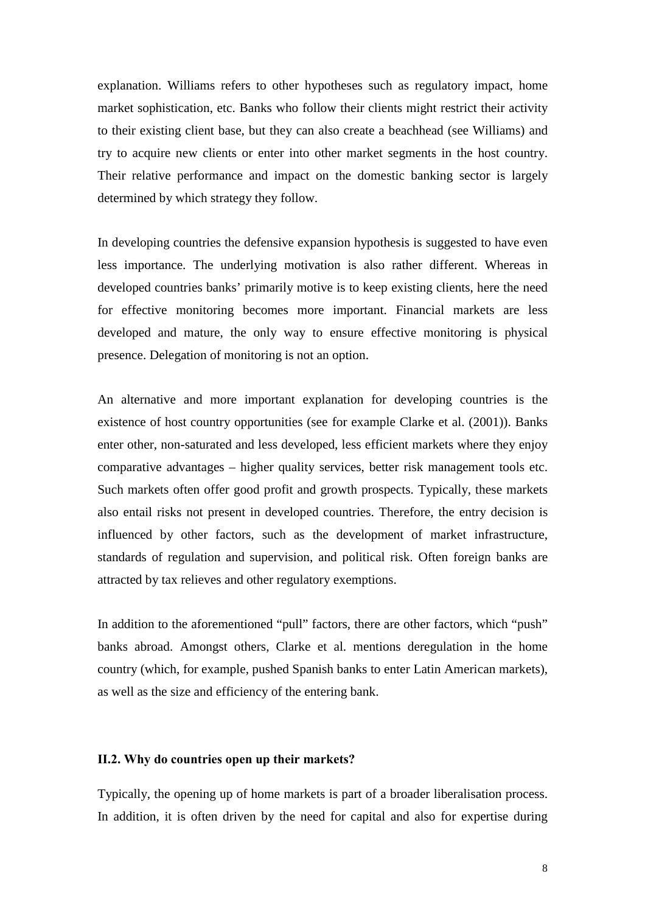explanation. Williams refers to other hypotheses such as regulatory impact, home market sophistication, etc. Banks who follow their clients might restrict their activity to their existing client base, but they can also create a beachhead (see Williams) and try to acquire new clients or enter into other market segments in the host country. Their relative performance and impact on the domestic banking sector is largely determined by which strategy they follow.

In developing countries the defensive expansion hypothesis is suggested to have even less importance. The underlying motivation is also rather different. Whereas in developed countries banks' primarily motive is to keep existing clients, here the need for effective monitoring becomes more important. Financial markets are less developed and mature, the only way to ensure effective monitoring is physical presence. Delegation of monitoring is not an option.

An alternative and more important explanation for developing countries is the existence of host country opportunities (see for example Clarke et al. (2001)). Banks enter other, non-saturated and less developed, less efficient markets where they enjoy comparative advantages – higher quality services, better risk management tools etc. Such markets often offer good profit and growth prospects. Typically, these markets also entail risks not present in developed countries. Therefore, the entry decision is influenced by other factors, such as the development of market infrastructure, standards of regulation and supervision, and political risk. Often foreign banks are attracted by tax relieves and other regulatory exemptions.

In addition to the aforementioned "pull" factors, there are other factors, which "push" banks abroad. Amongst others, Clarke et al. mentions deregulation in the home country (which, for example, pushed Spanish banks to enter Latin American markets), as well as the size and efficiency of the entering bank.

### II.2. Why do countries open up their markets?

Typically, the opening up of home markets is part of a broader liberalisation process. In addition, it is often driven by the need for capital and also for expertise during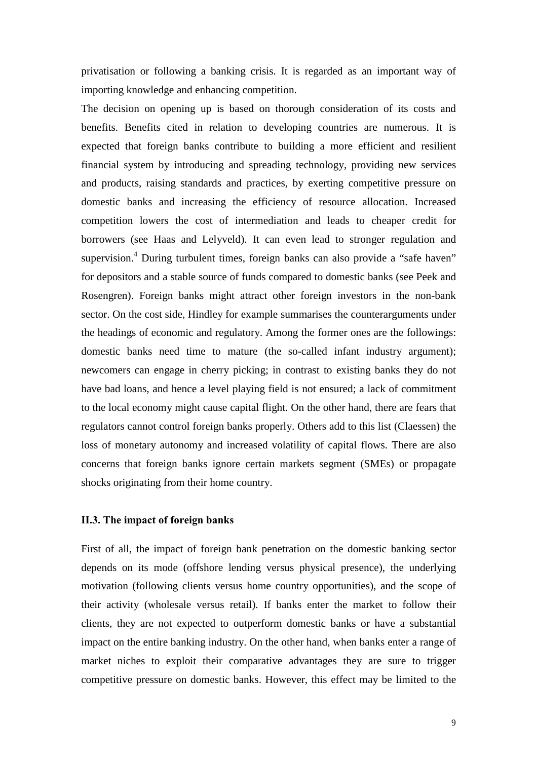privatisation or following a banking crisis. It is regarded as an important way of importing knowledge and enhancing competition.

The decision on opening up is based on thorough consideration of its costs and benefits. Benefits cited in relation to developing countries are numerous. It is expected that foreign banks contribute to building a more efficient and resilient financial system by introducing and spreading technology, providing new services and products, raising standards and practices, by exerting competitive pressure on domestic banks and increasing the efficiency of resource allocation. Increased competition lowers the cost of intermediation and leads to cheaper credit for borrowers (see Haas and Lelyveld). It can even lead to stronger regulation and supervision.[4] During turbulent times, foreign banks can also provide a "safe haven" for depositors and a stable source of funds compared to domestic banks (see Peek and Rosengren). Foreign banks might attract other foreign investors in the non-bank sector. On the cost side, Hindley for example summarises the counterarguments under the headings of economic and regulatory. Among the former ones are the followings: domestic banks need time to mature (the so-called infant industry argument); newcomers can engage in cherry picking; in contrast to existing banks they do not have bad loans, and hence a level playing field is not ensured; a lack of commitment to the local economy might cause capital flight. On the other hand, there are fears that regulators cannot control foreign banks properly. Others add to this list (Claessen) the loss of monetary autonomy and increased volatility of capital flows. There are also concerns that foreign banks ignore certain markets segment (SMEs) or propagate shocks originating from their home country.

### II.3. The impact of foreign banks

First of all, the impact of foreign bank penetration on the domestic banking sector depends on its mode (offshore lending versus physical presence), the underlying motivation (following clients versus home country opportunities), and the scope of their activity (wholesale versus retail). If banks enter the market to follow their clients, they are not expected to outperform domestic banks or have a substantial impact on the entire banking industry. On the other hand, when banks enter a range of market niches to exploit their comparative advantages they are sure to trigger competitive pressure on domestic banks. However, this effect may be limited to the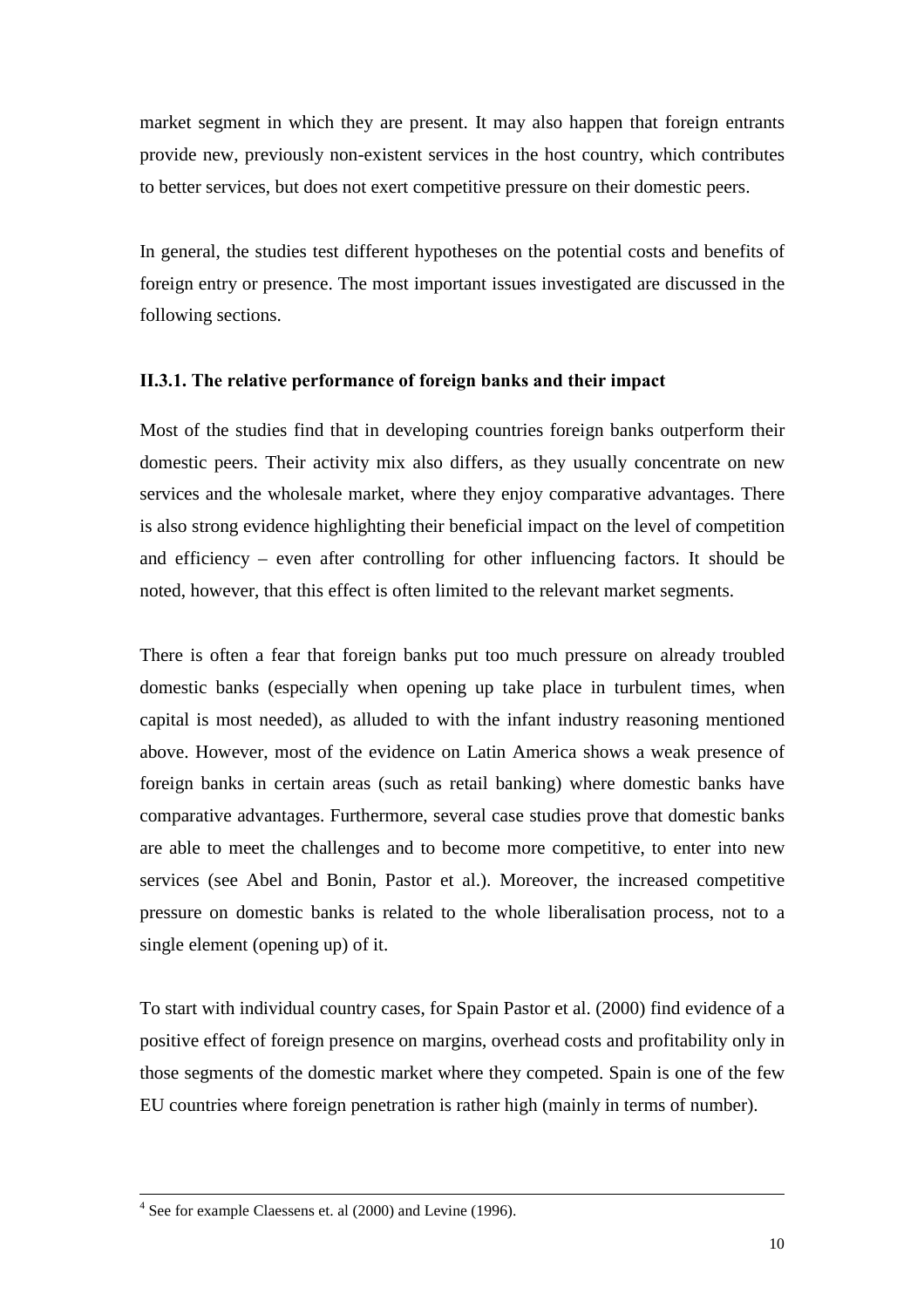market segment in which they are present. It may also happen that foreign entrants provide new, previously non-existent services in the host country, which contributes to better services, but does not exert competitive pressure on their domestic peers.

In general, the studies test different hypotheses on the potential costs and benefits of foreign entry or presence. The most important issues investigated are discussed in the following sections.

### II.3.1. The relative performance of foreign banks and their impact

Most of the studies find that in developing countries foreign banks outperform their domestic peers. Their activity mix also differs, as they usually concentrate on new services and the wholesale market, where they enjoy comparative advantages. There is also strong evidence highlighting their beneficial impact on the level of competition and efficiency – even after controlling for other influencing factors. It should be noted, however, that this effect is often limited to the relevant market segments.

There is often a fear that foreign banks put too much pressure on already troubled domestic banks (especially when opening up take place in turbulent times, when capital is most needed), as alluded to with the infant industry reasoning mentioned above. However, most of the evidence on Latin America shows a weak presence of foreign banks in certain areas (such as retail banking) where domestic banks have comparative advantages. Furthermore, several case studies prove that domestic banks are able to meet the challenges and to become more competitive, to enter into new services (see Abel and Bonin, Pastor et al.). Moreover, the increased competitive pressure on domestic banks is related to the whole liberalisation process, not to a single element (opening up) of it.

To start with individual country cases, for Spain Pastor et al. (2000) find evidence of a positive effect of foreign presence on margins, overhead costs and profitability only in those segments of the domestic market where they competed. Spain is one of the few EU countries where foreign penetration is rather high (mainly in terms of number).

---

[4] See for example Claessens et. al (2000) and Levine (1996).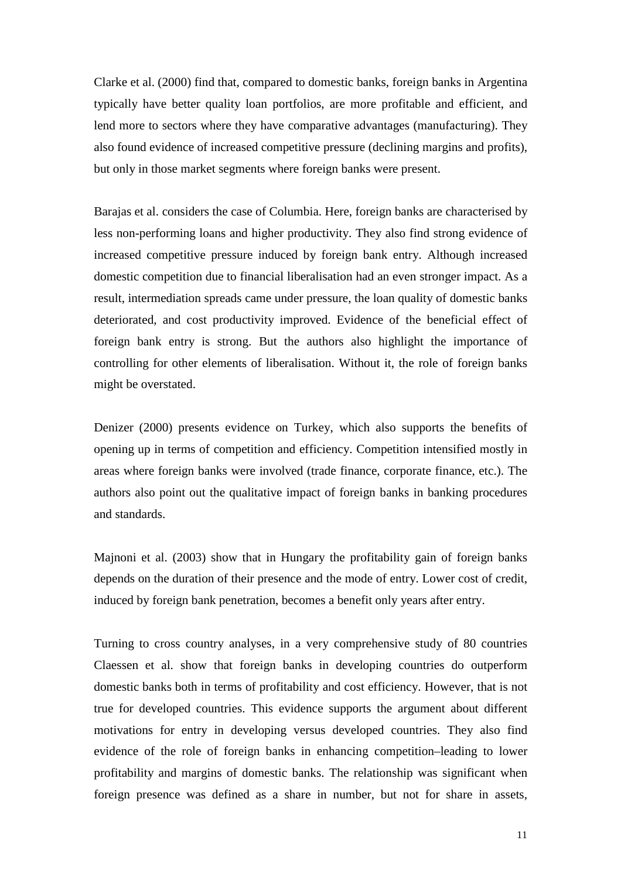Clarke et al. (2000) find that, compared to domestic banks, foreign banks in Argentina typically have better quality loan portfolios, are more profitable and efficient, and lend more to sectors where they have comparative advantages (manufacturing). They also found evidence of increased competitive pressure (declining margins and profits), but only in those market segments where foreign banks were present.

Barajas et al. considers the case of Columbia. Here, foreign banks are characterised by less non-performing loans and higher productivity. They also find strong evidence of increased competitive pressure induced by foreign bank entry. Although increased domestic competition due to financial liberalisation had an even stronger impact. As a result, intermediation spreads came under pressure, the loan quality of domestic banks deteriorated, and cost productivity improved. Evidence of the beneficial effect of foreign bank entry is strong. But the authors also highlight the importance of controlling for other elements of liberalisation. Without it, the role of foreign banks might be overstated.

Denizer (2000) presents evidence on Turkey, which also supports the benefits of opening up in terms of competition and efficiency. Competition intensified mostly in areas where foreign banks were involved (trade finance, corporate finance, etc.). The authors also point out the qualitative impact of foreign banks in banking procedures and standards.

Majnoni et al. (2003) show that in Hungary the profitability gain of foreign banks depends on the duration of their presence and the mode of entry. Lower cost of credit, induced by foreign bank penetration, becomes a benefit only years after entry.

Turning to cross country analyses, in a very comprehensive study of 80 countries Claessen et al. show that foreign banks in developing countries do outperform domestic banks both in terms of profitability and cost efficiency. However, that is not true for developed countries. This evidence supports the argument about different motivations for entry in developing versus developed countries. They also find evidence of the role of foreign banks in enhancing competition–leading to lower profitability and margins of domestic banks. The relationship was significant when foreign presence was defined as a share in number, but not for share in assets,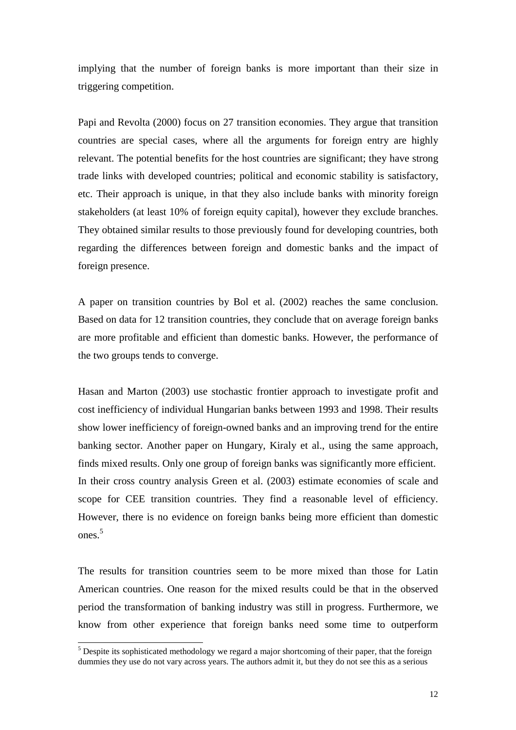implying that the number of foreign banks is more important than their size in triggering competition.

Papi and Revolta (2000) focus on 27 transition economies. They argue that transition countries are special cases, where all the arguments for foreign entry are highly relevant. The potential benefits for the host countries are significant; they have strong trade links with developed countries; political and economic stability is satisfactory, etc. Their approach is unique, in that they also include banks with minority foreign stakeholders (at least 10% of foreign equity capital), however they exclude branches. They obtained similar results to those previously found for developing countries, both regarding the differences between foreign and domestic banks and the impact of foreign presence.

A paper on transition countries by Bol et al. (2002) reaches the same conclusion. Based on data for 12 transition countries, they conclude that on average foreign banks are more profitable and efficient than domestic banks. However, the performance of the two groups tends to converge.

Hasan and Marton (2003) use stochastic frontier approach to investigate profit and cost inefficiency of individual Hungarian banks between 1993 and 1998. Their results show lower inefficiency of foreign-owned banks and an improving trend for the entire banking sector. Another paper on Hungary, Kiraly et al., using the same approach, finds mixed results. Only one group of foreign banks was significantly more efficient. In their cross country analysis Green et al. (2003) estimate economies of scale and scope for CEE transition countries. They find a reasonable level of efficiency. However, there is no evidence on foreign banks being more efficient than domestic ones.[5]

The results for transition countries seem to be more mixed than those for Latin American countries. One reason for the mixed results could be that in the observed period the transformation of banking industry was still in progress. Furthermore, we know from other experience that foreign banks need some time to outperform

[5] Despite its sophisticated methodology we regard a major shortcoming of their paper, that the foreign dummies they use do not vary across years. The authors admit it, but they do not see this as a serious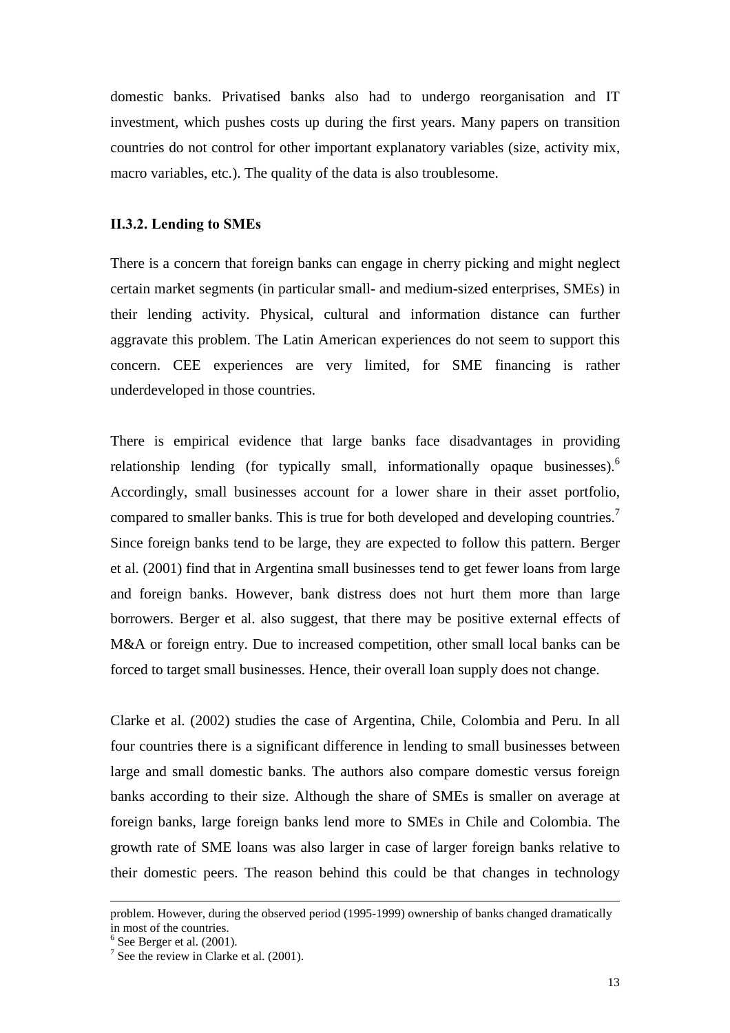domestic banks. Privatised banks also had to undergo reorganisation and IT investment, which pushes costs up during the first years. Many papers on transition countries do not control for other important explanatory variables (size, activity mix, macro variables, etc.). The quality of the data is also troublesome.

### II.3.2. Lending to SMEs

There is a concern that foreign banks can engage in cherry picking and might neglect certain market segments (in particular small- and medium-sized enterprises, SMEs) in their lending activity. Physical, cultural and information distance can further aggravate this problem. The Latin American experiences do not seem to support this concern. CEE experiences are very limited, for SME financing is rather underdeveloped in those countries.

There is empirical evidence that large banks face disadvantages in providing relationship lending (for typically small, informationally opaque businesses).[6] Accordingly, small businesses account for a lower share in their asset portfolio, compared to smaller banks. This is true for both developed and developing countries.[7] Since foreign banks tend to be large, they are expected to follow this pattern. Berger et al. (2001) find that in Argentina small businesses tend to get fewer loans from large and foreign banks. However, bank distress does not hurt them more than large borrowers. Berger et al. also suggest, that there may be positive external effects of M&A or foreign entry. Due to increased competition, other small local banks can be forced to target small businesses. Hence, their overall loan supply does not change.

Clarke et al. (2002) studies the case of Argentina, Chile, Colombia and Peru. In all four countries there is a significant difference in lending to small businesses between large and small domestic banks. The authors also compare domestic versus foreign banks according to their size. Although the share of SMEs is smaller on average at foreign banks, large foreign banks lend more to SMEs in Chile and Colombia. The growth rate of SME loans was also larger in case of larger foreign banks relative to their domestic peers. The reason behind this could be that changes in technology

---

problem. However, during the observed period (1995-1999) ownership of banks changed dramatically in most of the countries.

[6] See Berger et al. (2001).

[7] See the review in Clarke et al. (2001).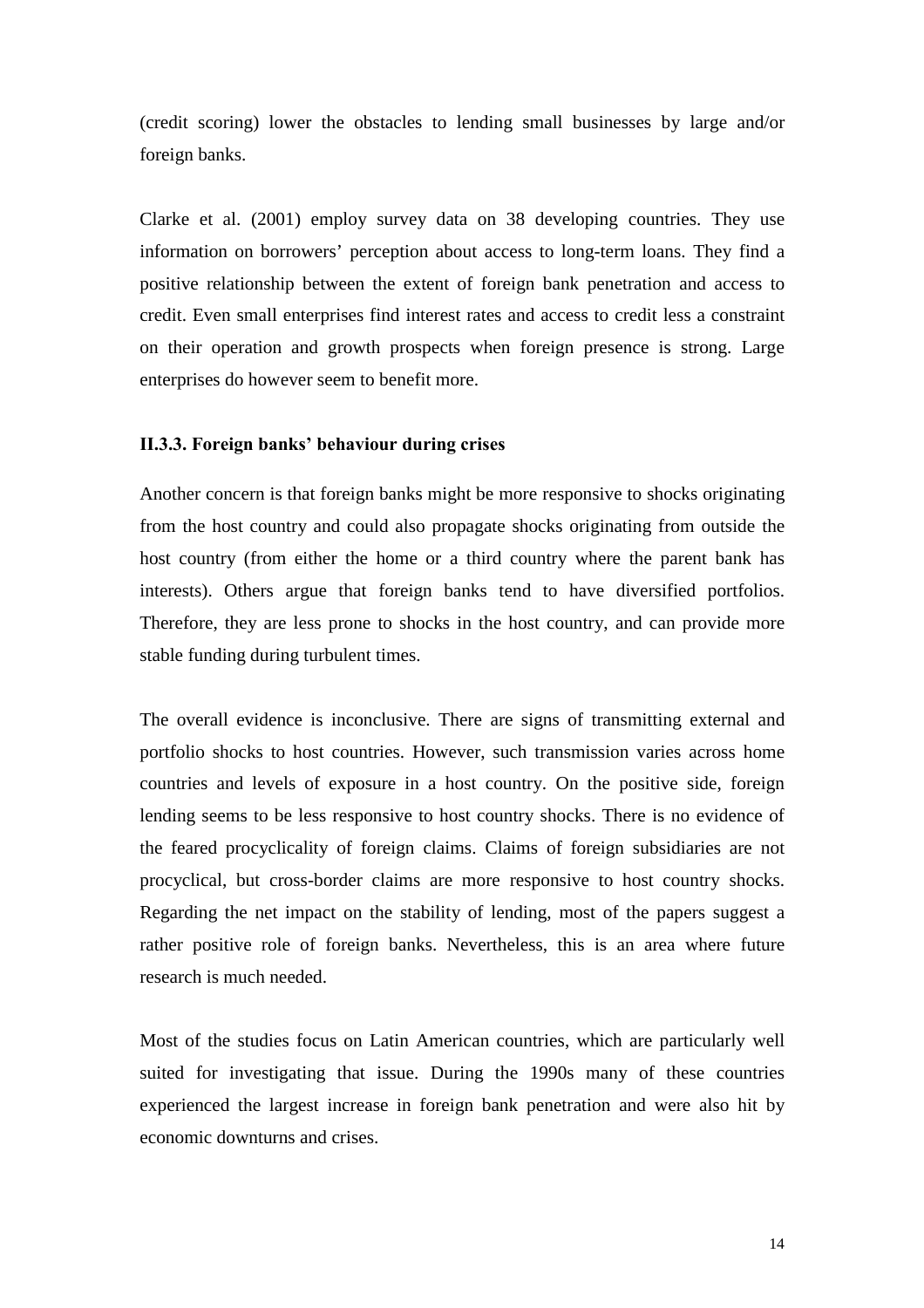(credit scoring) lower the obstacles to lending small businesses by large and/or foreign banks.

Clarke et al. (2001) employ survey data on 38 developing countries. They use information on borrowers' perception about access to long-term loans. They find a positive relationship between the extent of foreign bank penetration and access to credit. Even small enterprises find interest rates and access to credit less a constraint on their operation and growth prospects when foreign presence is strong. Large enterprises do however seem to benefit more.

### II.3.3. Foreign banks' behaviour during crises

Another concern is that foreign banks might be more responsive to shocks originating from the host country and could also propagate shocks originating from outside the host country (from either the home or a third country where the parent bank has interests). Others argue that foreign banks tend to have diversified portfolios. Therefore, they are less prone to shocks in the host country, and can provide more stable funding during turbulent times.

The overall evidence is inconclusive. There are signs of transmitting external and portfolio shocks to host countries. However, such transmission varies across home countries and levels of exposure in a host country. On the positive side, foreign lending seems to be less responsive to host country shocks. There is no evidence of the feared procyclicality of foreign claims. Claims of foreign subsidiaries are not procyclical, but cross-border claims are more responsive to host country shocks. Regarding the net impact on the stability of lending, most of the papers suggest a rather positive role of foreign banks. Nevertheless, this is an area where future research is much needed.

Most of the studies focus on Latin American countries, which are particularly well suited for investigating that issue. During the 1990s many of these countries experienced the largest increase in foreign bank penetration and were also hit by economic downturns and crises.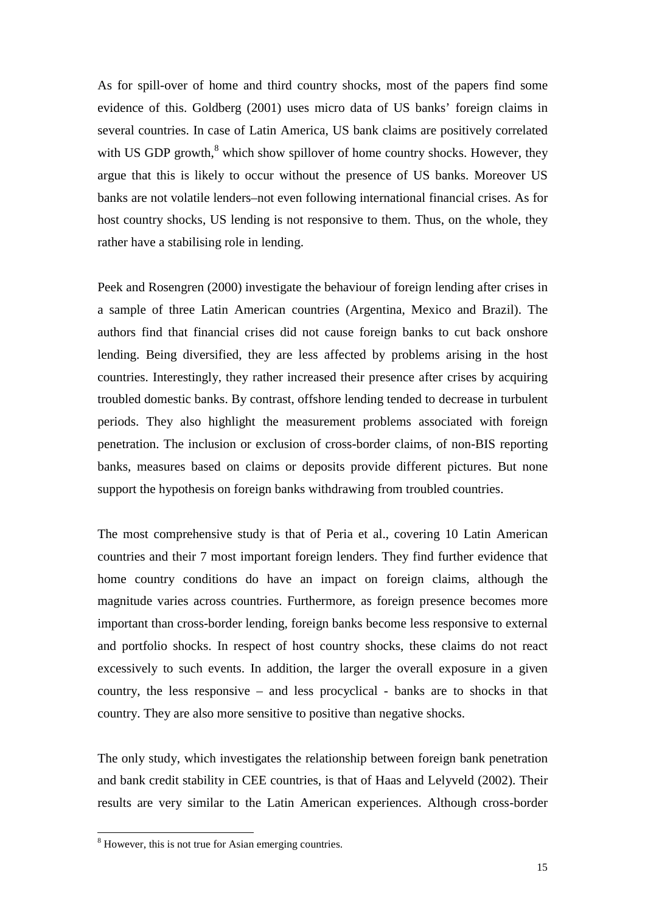As for spill-over of home and third country shocks, most of the papers find some evidence of this. Goldberg (2001) uses micro data of US banks' foreign claims in several countries. In case of Latin America, US bank claims are positively correlated with US GDP growth,[8] which show spillover of home country shocks. However, they argue that this is likely to occur without the presence of US banks. Moreover US banks are not volatile lenders–not even following international financial crises. As for host country shocks, US lending is not responsive to them. Thus, on the whole, they rather have a stabilising role in lending.

Peek and Rosengren (2000) investigate the behaviour of foreign lending after crises in a sample of three Latin American countries (Argentina, Mexico and Brazil). The authors find that financial crises did not cause foreign banks to cut back onshore lending. Being diversified, they are less affected by problems arising in the host countries. Interestingly, they rather increased their presence after crises by acquiring troubled domestic banks. By contrast, offshore lending tended to decrease in turbulent periods. They also highlight the measurement problems associated with foreign penetration. The inclusion or exclusion of cross-border claims, of non-BIS reporting banks, measures based on claims or deposits provide different pictures. But none support the hypothesis on foreign banks withdrawing from troubled countries.

The most comprehensive study is that of Peria et al., covering 10 Latin American countries and their 7 most important foreign lenders. They find further evidence that home country conditions do have an impact on foreign claims, although the magnitude varies across countries. Furthermore, as foreign presence becomes more important than cross-border lending, foreign banks become less responsive to external and portfolio shocks. In respect of host country shocks, these claims do not react excessively to such events. In addition, the larger the overall exposure in a given country, the less responsive – and less procyclical - banks are to shocks in that country. They are also more sensitive to positive than negative shocks.

The only study, which investigates the relationship between foreign bank penetration and bank credit stability in CEE countries, is that of Haas and Lelyveld (2002). Their results are very similar to the Latin American experiences. Although cross-border

[8] However, this is not true for Asian emerging countries.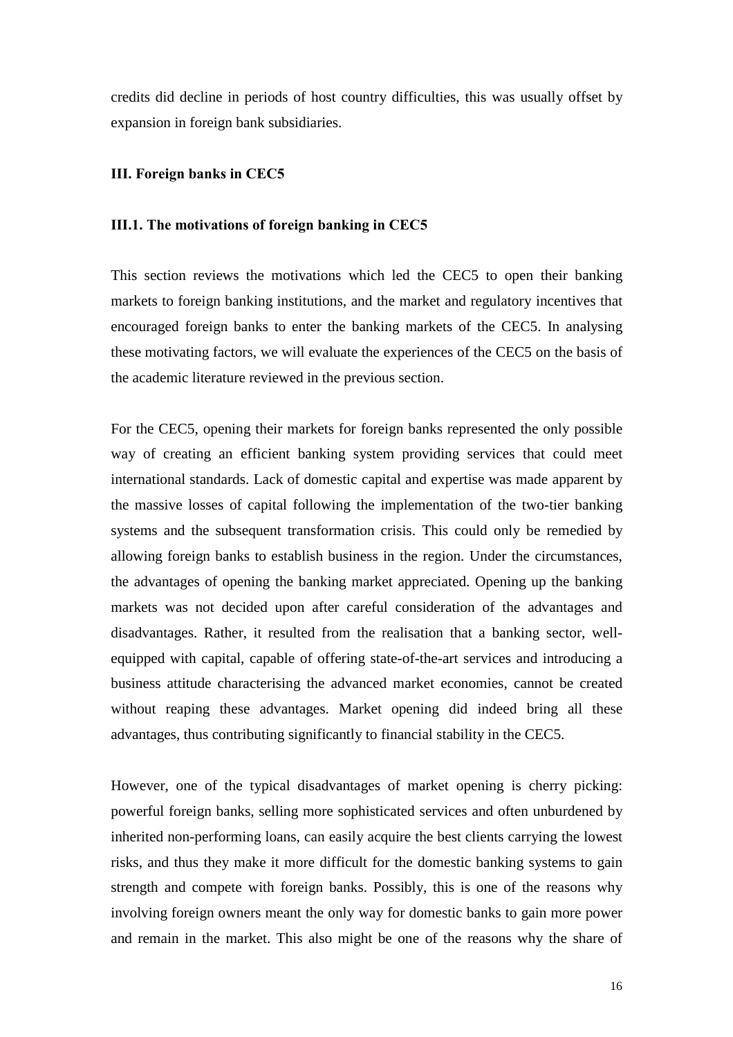credits did decline in periods of host country difficulties, this was usually offset by expansion in foreign bank subsidiaries.

## III. Foreign banks in CEC5

### III.1. The motivations of foreign banking in CEC5

This section reviews the motivations which led the CEC5 to open their banking markets to foreign banking institutions, and the market and regulatory incentives that encouraged foreign banks to enter the banking markets of the CEC5. In analysing these motivating factors, we will evaluate the experiences of the CEC5 on the basis of the academic literature reviewed in the previous section.

For the CEC5, opening their markets for foreign banks represented the only possible way of creating an efficient banking system providing services that could meet international standards. Lack of domestic capital and expertise was made apparent by the massive losses of capital following the implementation of the two-tier banking systems and the subsequent transformation crisis. This could only be remedied by allowing foreign banks to establish business in the region. Under the circumstances, the advantages of opening the banking market appreciated. Opening up the banking markets was not decided upon after careful consideration of the advantages and disadvantages. Rather, it resulted from the realisation that a banking sector, well-equipped with capital, capable of offering state-of-the-art services and introducing a business attitude characterising the advanced market economies, cannot be created without reaping these advantages. Market opening did indeed bring all these advantages, thus contributing significantly to financial stability in the CEC5.

However, one of the typical disadvantages of market opening is cherry picking: powerful foreign banks, selling more sophisticated services and often unburdened by inherited non-performing loans, can easily acquire the best clients carrying the lowest risks, and thus they make it more difficult for the domestic banking systems to gain strength and compete with foreign banks. Possibly, this is one of the reasons why involving foreign owners meant the only way for domestic banks to gain more power and remain in the market. This also might be one of the reasons why the share of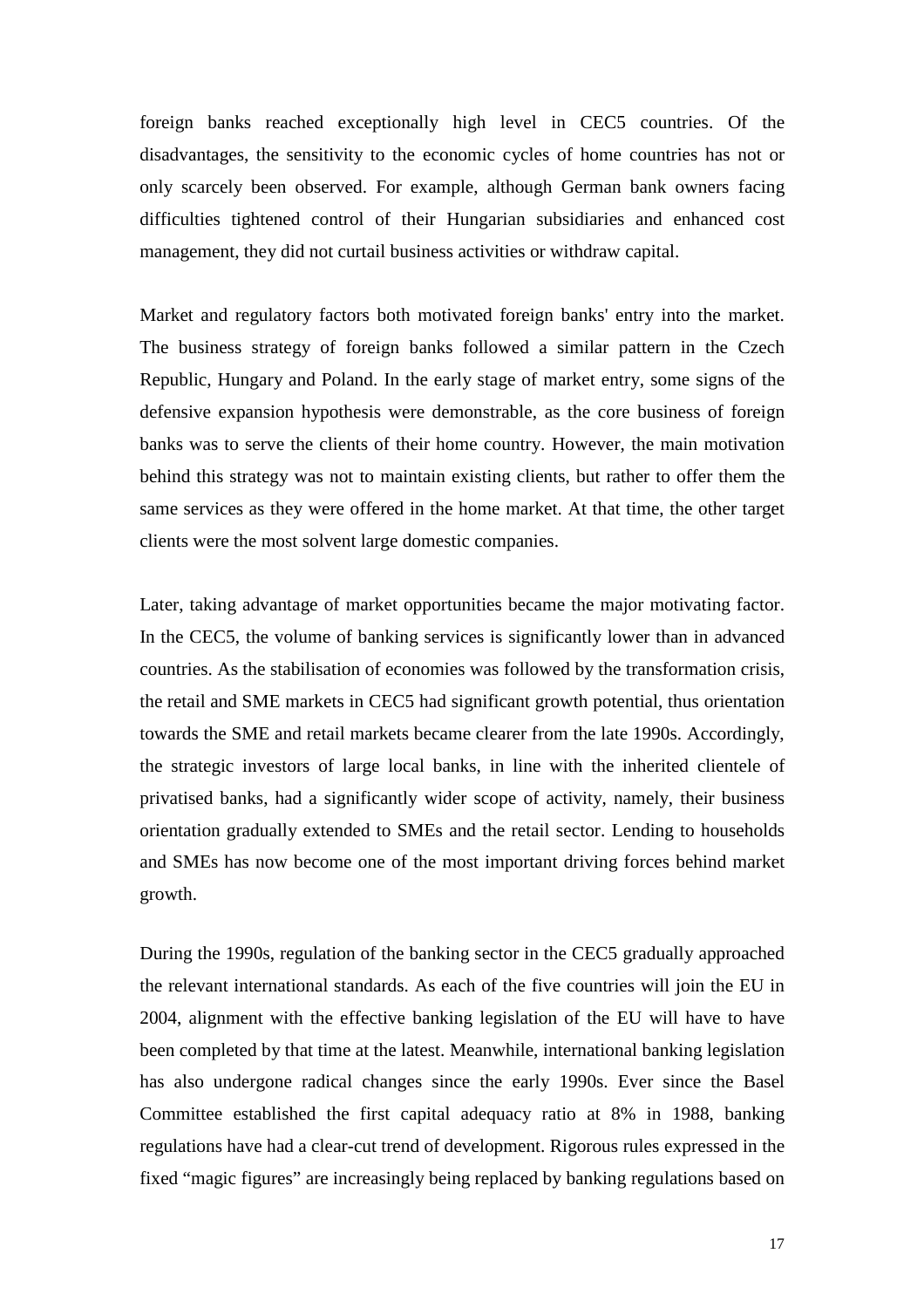foreign banks reached exceptionally high level in CEC5 countries. Of the disadvantages, the sensitivity to the economic cycles of home countries has not or only scarcely been observed. For example, although German bank owners facing difficulties tightened control of their Hungarian subsidiaries and enhanced cost management, they did not curtail business activities or withdraw capital.

Market and regulatory factors both motivated foreign banks' entry into the market. The business strategy of foreign banks followed a similar pattern in the Czech Republic, Hungary and Poland. In the early stage of market entry, some signs of the defensive expansion hypothesis were demonstrable, as the core business of foreign banks was to serve the clients of their home country. However, the main motivation behind this strategy was not to maintain existing clients, but rather to offer them the same services as they were offered in the home market. At that time, the other target clients were the most solvent large domestic companies.

Later, taking advantage of market opportunities became the major motivating factor. In the CEC5, the volume of banking services is significantly lower than in advanced countries. As the stabilisation of economies was followed by the transformation crisis, the retail and SME markets in CEC5 had significant growth potential, thus orientation towards the SME and retail markets became clearer from the late 1990s. Accordingly, the strategic investors of large local banks, in line with the inherited clientele of privatised banks, had a significantly wider scope of activity, namely, their business orientation gradually extended to SMEs and the retail sector. Lending to households and SMEs has now become one of the most important driving forces behind market growth.

During the 1990s, regulation of the banking sector in the CEC5 gradually approached the relevant international standards. As each of the five countries will join the EU in 2004, alignment with the effective banking legislation of the EU will have to have been completed by that time at the latest. Meanwhile, international banking legislation has also undergone radical changes since the early 1990s. Ever since the Basel Committee established the first capital adequacy ratio at 8% in 1988, banking regulations have had a clear-cut trend of development. Rigorous rules expressed in the fixed "magic figures" are increasingly being replaced by banking regulations based on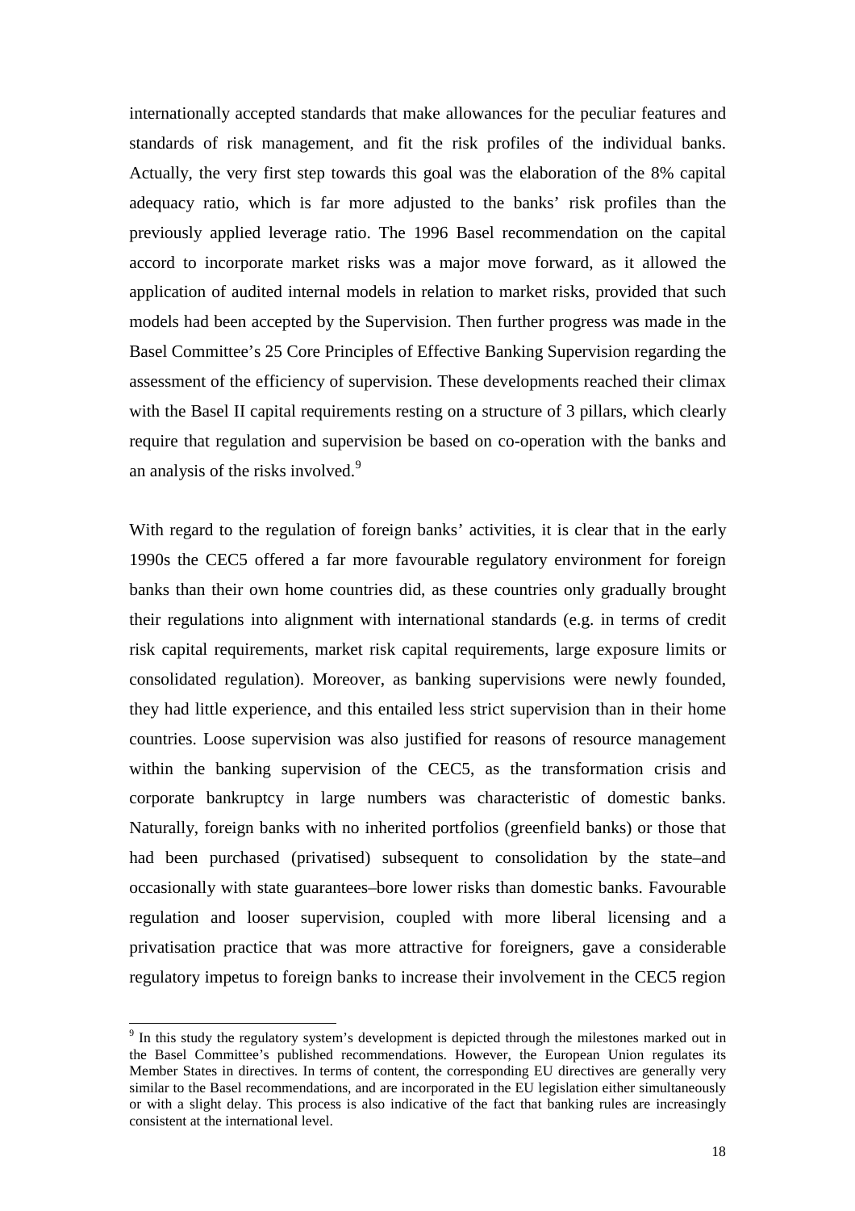internationally accepted standards that make allowances for the peculiar features and standards of risk management, and fit the risk profiles of the individual banks. Actually, the very first step towards this goal was the elaboration of the 8% capital adequacy ratio, which is far more adjusted to the banks' risk profiles than the previously applied leverage ratio. The 1996 Basel recommendation on the capital accord to incorporate market risks was a major move forward, as it allowed the application of audited internal models in relation to market risks, provided that such models had been accepted by the Supervision. Then further progress was made in the Basel Committee's 25 Core Principles of Effective Banking Supervision regarding the assessment of the efficiency of supervision. These developments reached their climax with the Basel II capital requirements resting on a structure of 3 pillars, which clearly require that regulation and supervision be based on co-operation with the banks and an analysis of the risks involved.[9]

With regard to the regulation of foreign banks' activities, it is clear that in the early 1990s the CEC5 offered a far more favourable regulatory environment for foreign banks than their own home countries did, as these countries only gradually brought their regulations into alignment with international standards (e.g. in terms of credit risk capital requirements, market risk capital requirements, large exposure limits or consolidated regulation). Moreover, as banking supervisions were newly founded, they had little experience, and this entailed less strict supervision than in their home countries. Loose supervision was also justified for reasons of resource management within the banking supervision of the CEC5, as the transformation crisis and corporate bankruptcy in large numbers was characteristic of domestic banks. Naturally, foreign banks with no inherited portfolios (greenfield banks) or those that had been purchased (privatised) subsequent to consolidation by the state–and occasionally with state guarantees–bore lower risks than domestic banks. Favourable regulation and looser supervision, coupled with more liberal licensing and a privatisation practice that was more attractive for foreigners, gave a considerable regulatory impetus to foreign banks to increase their involvement in the CEC5 region

[9] In this study the regulatory system's development is depicted through the milestones marked out in the Basel Committee's published recommendations. However, the European Union regulates its Member States in directives. In terms of content, the corresponding EU directives are generally very similar to the Basel recommendations, and are incorporated in the EU legislation either simultaneously or with a slight delay. This process is also indicative of the fact that banking rules are increasingly consistent at the international level.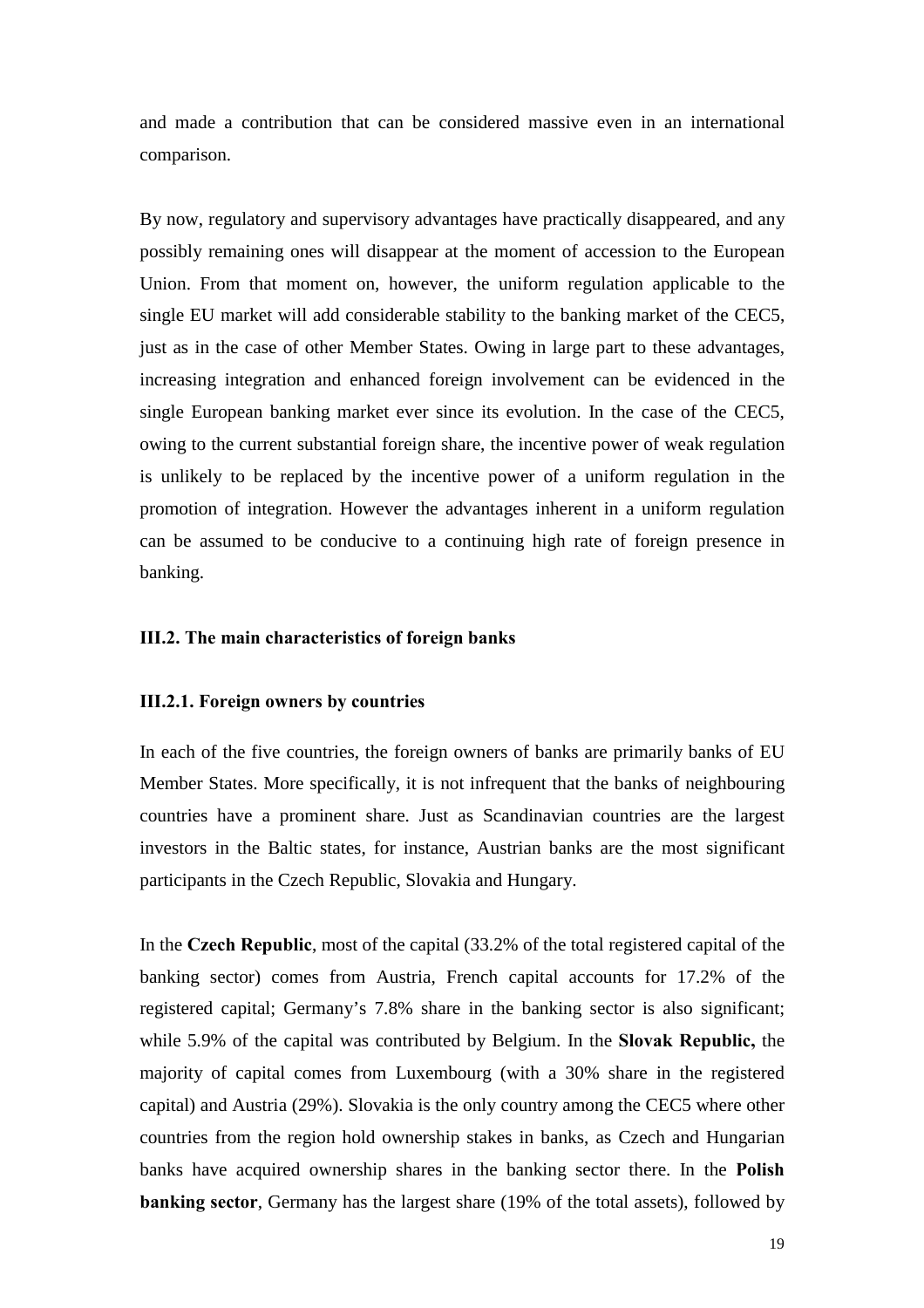and made a contribution that can be considered massive even in an international comparison.

By now, regulatory and supervisory advantages have practically disappeared, and any possibly remaining ones will disappear at the moment of accession to the European Union. From that moment on, however, the uniform regulation applicable to the single EU market will add considerable stability to the banking market of the CEC5, just as in the case of other Member States. Owing in large part to these advantages, increasing integration and enhanced foreign involvement can be evidenced in the single European banking market ever since its evolution. In the case of the CEC5, owing to the current substantial foreign share, the incentive power of weak regulation is unlikely to be replaced by the incentive power of a uniform regulation in the promotion of integration. However the advantages inherent in a uniform regulation can be assumed to be conducive to a continuing high rate of foreign presence in banking.

### III.2. The main characteristics of foreign banks

#### III.2.1. Foreign owners by countries

In each of the five countries, the foreign owners of banks are primarily banks of EU Member States. More specifically, it is not infrequent that the banks of neighbouring countries have a prominent share. Just as Scandinavian countries are the largest investors in the Baltic states, for instance, Austrian banks are the most significant participants in the Czech Republic, Slovakia and Hungary.

In the **Czech Republic**, most of the capital (33.2% of the total registered capital of the banking sector) comes from Austria, French capital accounts for 17.2% of the registered capital; Germany's 7.8% share in the banking sector is also significant; while 5.9% of the capital was contributed by Belgium. In the **Slovak Republic,** the majority of capital comes from Luxembourg (with a 30% share in the registered capital) and Austria (29%). Slovakia is the only country among the CEC5 where other countries from the region hold ownership stakes in banks, as Czech and Hungarian banks have acquired ownership shares in the banking sector there. In the **Polish banking sector**, Germany has the largest share (19% of the total assets), followed by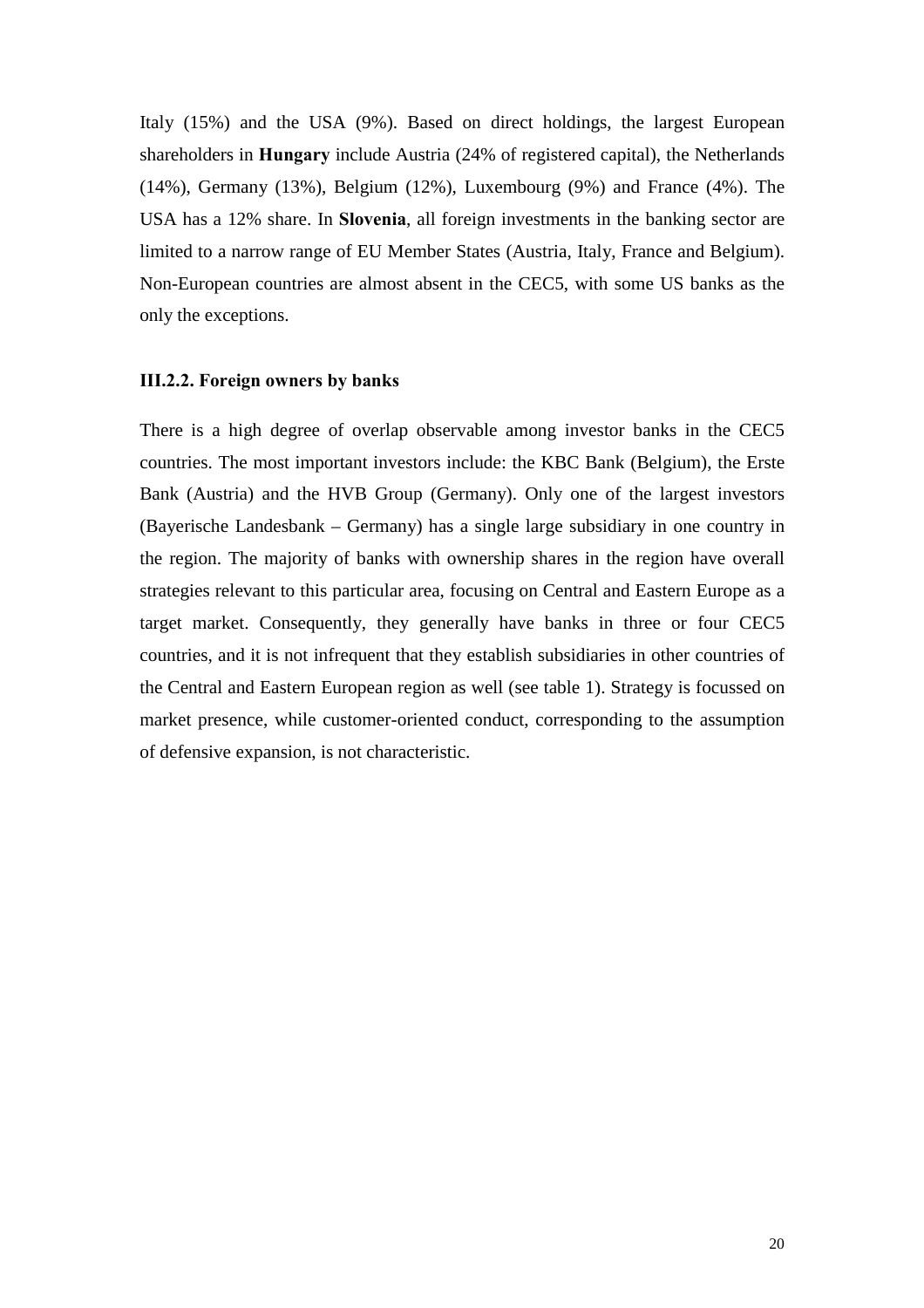Italy (15%) and the USA (9%). Based on direct holdings, the largest European shareholders in **Hungary** include Austria (24% of registered capital), the Netherlands (14%), Germany (13%), Belgium (12%), Luxembourg (9%) and France (4%). The USA has a 12% share. In **Slovenia**, all foreign investments in the banking sector are limited to a narrow range of EU Member States (Austria, Italy, France and Belgium). Non-European countries are almost absent in the CEC5, with some US banks as the only the exceptions.

### III.2.2. Foreign owners by banks

There is a high degree of overlap observable among investor banks in the CEC5 countries. The most important investors include: the KBC Bank (Belgium), the Erste Bank (Austria) and the HVB Group (Germany). Only one of the largest investors (Bayerische Landesbank – Germany) has a single large subsidiary in one country in the region. The majority of banks with ownership shares in the region have overall strategies relevant to this particular area, focusing on Central and Eastern Europe as a target market. Consequently, they generally have banks in three or four CEC5 countries, and it is not infrequent that they establish subsidiaries in other countries of the Central and Eastern European region as well (see table 1). Strategy is focussed on market presence, while customer-oriented conduct, corresponding to the assumption of defensive expansion, is not characteristic.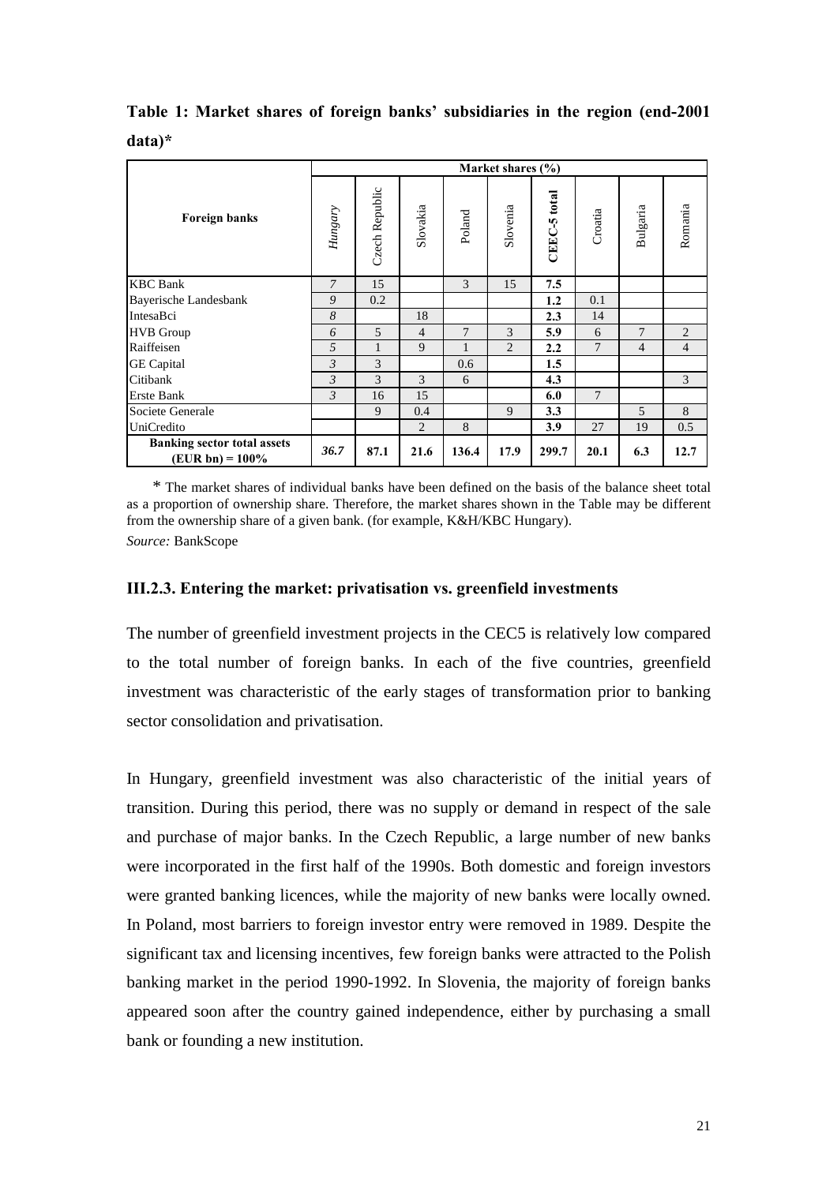**Table 1: Market shares of foreign banks' subsidiaries in the region (end-2001 data)***

| Foreign banks | Market shares (%) | | | | | | | | |
|---|---|---|---|---|---|---|---|---|---|
| | *Hungary* | Czech Republic | Slovakia | Poland | Slovenia | **CEEC-5 total** | Croatia | Bulgaria | Romania |
| KBC Bank | *7* | 15 | | 3 | 15 | **7.5** | | | |
| Bayerische Landesbank | *9* | 0.2 | | | | **1.2** | 0.1 | | |
| IntesaBci | *8* | | 18 | | | **2.3** | 14 | | |
| HVB Group | *6* | 5 | 4 | 7 | 3 | **5.9** | 6 | 7 | 2 |
| Raiffeisen | *5* | 1 | 9 | 1 | 2 | **2.2** | 7 | 4 | 4 |
| GE Capital | *3* | 3 | | 0.6 | | **1.5** | | | |
| Citibank | *3* | 3 | 3 | 6 | | **4.3** | | | 3 |
| Erste Bank | *3* | 16 | 15 | | | **6.0** | 7 | | |
| Societe Generale | | 9 | 0.4 | | 9 | **3.3** | | 5 | 8 |
| UniCredito | | | 2 | 8 | | **3.9** | 27 | 19 | 0.5 |
| **Banking sector total assets (EUR bn) = 100%** | ***36.7*** | **87.1** | **21.6** | **136.4** | **17.9** | **299.7** | **20.1** | **6.3** | **12.7** |

\* The market shares of individual banks have been defined on the basis of the balance sheet total as a proportion of ownership share. Therefore, the market shares shown in the Table may be different from the ownership share of a given bank. (for example, K&H/KBC Hungary).

*Source:* BankScope

### III.2.3. Entering the market: privatisation vs. greenfield investments

The number of greenfield investment projects in the CEC5 is relatively low compared to the total number of foreign banks. In each of the five countries, greenfield investment was characteristic of the early stages of transformation prior to banking sector consolidation and privatisation.

In Hungary, greenfield investment was also characteristic of the initial years of transition. During this period, there was no supply or demand in respect of the sale and purchase of major banks. In the Czech Republic, a large number of new banks were incorporated in the first half of the 1990s. Both domestic and foreign investors were granted banking licences, while the majority of new banks were locally owned. In Poland, most barriers to foreign investor entry were removed in 1989. Despite the significant tax and licensing incentives, few foreign banks were attracted to the Polish banking market in the period 1990-1992. In Slovenia, the majority of foreign banks appeared soon after the country gained independence, either by purchasing a small bank or founding a new institution.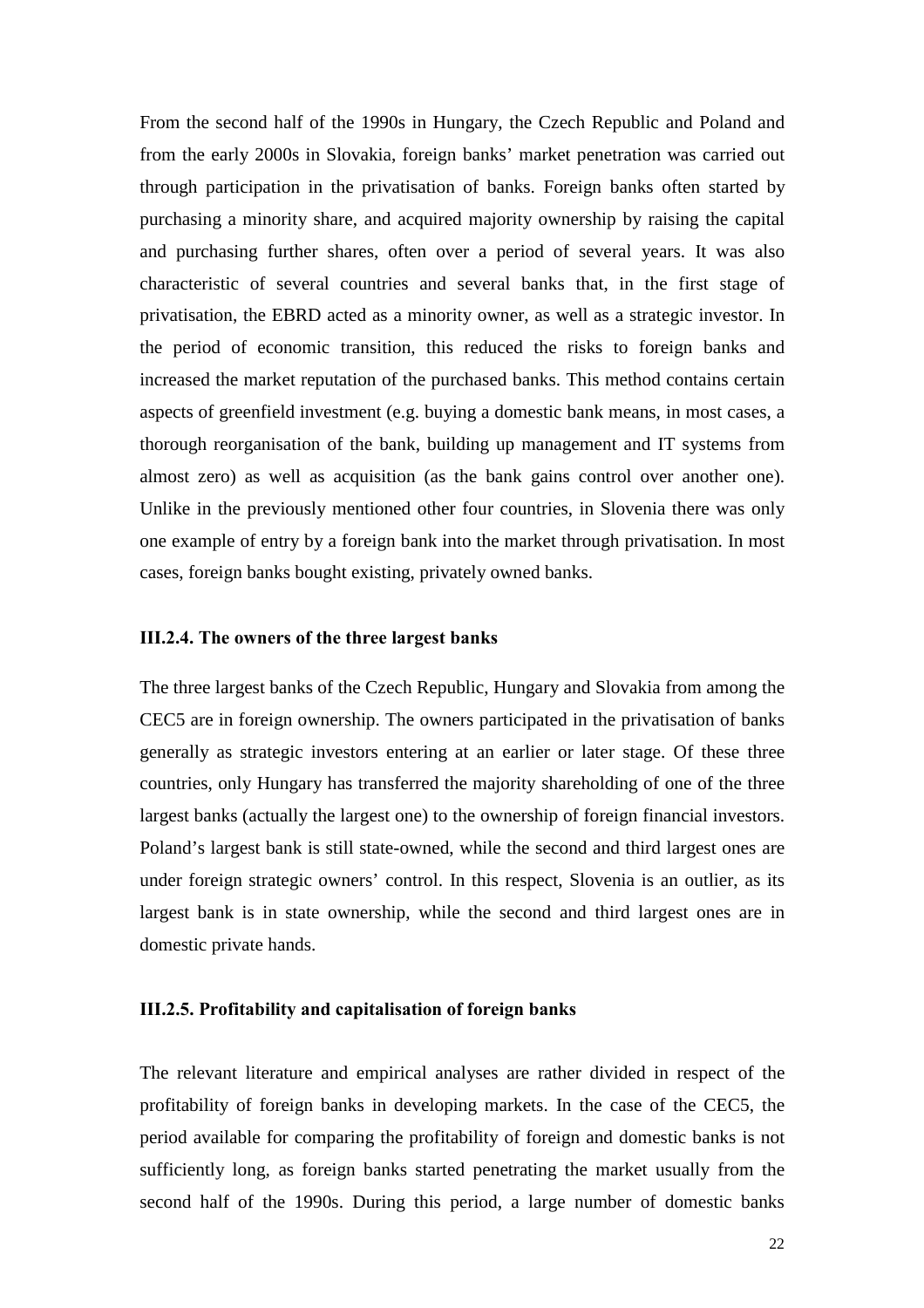From the second half of the 1990s in Hungary, the Czech Republic and Poland and from the early 2000s in Slovakia, foreign banks' market penetration was carried out through participation in the privatisation of banks. Foreign banks often started by purchasing a minority share, and acquired majority ownership by raising the capital and purchasing further shares, often over a period of several years. It was also characteristic of several countries and several banks that, in the first stage of privatisation, the EBRD acted as a minority owner, as well as a strategic investor. In the period of economic transition, this reduced the risks to foreign banks and increased the market reputation of the purchased banks. This method contains certain aspects of greenfield investment (e.g. buying a domestic bank means, in most cases, a thorough reorganisation of the bank, building up management and IT systems from almost zero) as well as acquisition (as the bank gains control over another one). Unlike in the previously mentioned other four countries, in Slovenia there was only one example of entry by a foreign bank into the market through privatisation. In most cases, foreign banks bought existing, privately owned banks.

### III.2.4. The owners of the three largest banks

The three largest banks of the Czech Republic, Hungary and Slovakia from among the CEC5 are in foreign ownership. The owners participated in the privatisation of banks generally as strategic investors entering at an earlier or later stage. Of these three countries, only Hungary has transferred the majority shareholding of one of the three largest banks (actually the largest one) to the ownership of foreign financial investors. Poland's largest bank is still state-owned, while the second and third largest ones are under foreign strategic owners' control. In this respect, Slovenia is an outlier, as its largest bank is in state ownership, while the second and third largest ones are in domestic private hands.

### III.2.5. Profitability and capitalisation of foreign banks

The relevant literature and empirical analyses are rather divided in respect of the profitability of foreign banks in developing markets. In the case of the CEC5, the period available for comparing the profitability of foreign and domestic banks is not sufficiently long, as foreign banks started penetrating the market usually from the second half of the 1990s. During this period, a large number of domestic banks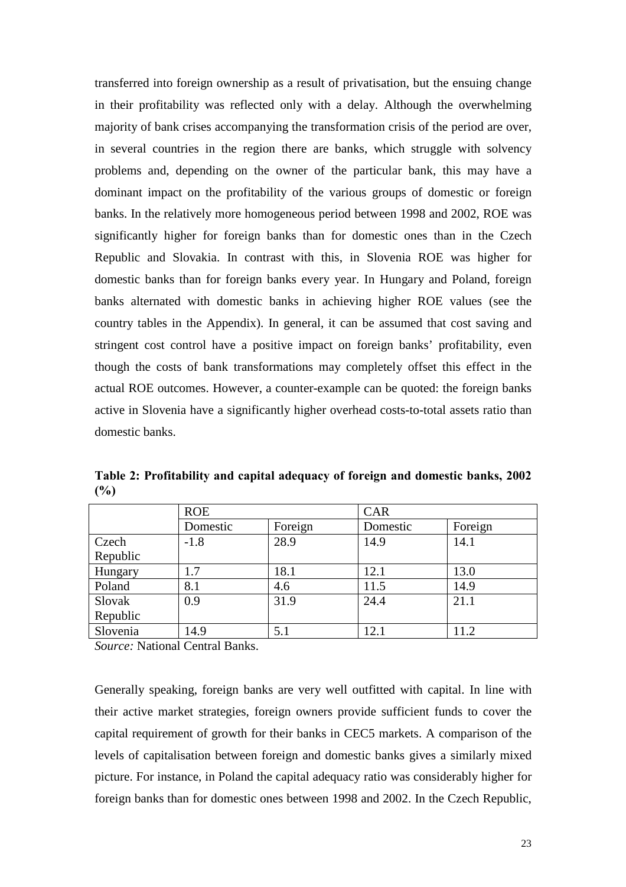transferred into foreign ownership as a result of privatisation, but the ensuing change in their profitability was reflected only with a delay. Although the overwhelming majority of bank crises accompanying the transformation crisis of the period are over, in several countries in the region there are banks, which struggle with solvency problems and, depending on the owner of the particular bank, this may have a dominant impact on the profitability of the various groups of domestic or foreign banks. In the relatively more homogeneous period between 1998 and 2002, ROE was significantly higher for foreign banks than for domestic ones than in the Czech Republic and Slovakia. In contrast with this, in Slovenia ROE was higher for domestic banks than for foreign banks every year. In Hungary and Poland, foreign banks alternated with domestic banks in achieving higher ROE values (see the country tables in the Appendix). In general, it can be assumed that cost saving and stringent cost control have a positive impact on foreign banks' profitability, even though the costs of bank transformations may completely offset this effect in the actual ROE outcomes. However, a counter-example can be quoted: the foreign banks active in Slovenia have a significantly higher overhead costs-to-total assets ratio than domestic banks.

**Table 2: Profitability and capital adequacy of foreign and domestic banks, 2002 (%)**

| | ROE | | CAR | |
|---|---|---|---|---|
| | Domestic | Foreign | Domestic | Foreign |
| Czech Republic | -1.8 | 28.9 | 14.9 | 14.1 |
| Hungary | 1.7 | 18.1 | 12.1 | 13.0 |
| Poland | 8.1 | 4.6 | 11.5 | 14.9 |
| Slovak Republic | 0.9 | 31.9 | 24.4 | 21.1 |
| Slovenia | 14.9 | 5.1 | 12.1 | 11.2 |

*Source:* National Central Banks.

Generally speaking, foreign banks are very well outfitted with capital. In line with their active market strategies, foreign owners provide sufficient funds to cover the capital requirement of growth for their banks in CEC5 markets. A comparison of the levels of capitalisation between foreign and domestic banks gives a similarly mixed picture. For instance, in Poland the capital adequacy ratio was considerably higher for foreign banks than for domestic ones between 1998 and 2002. In the Czech Republic,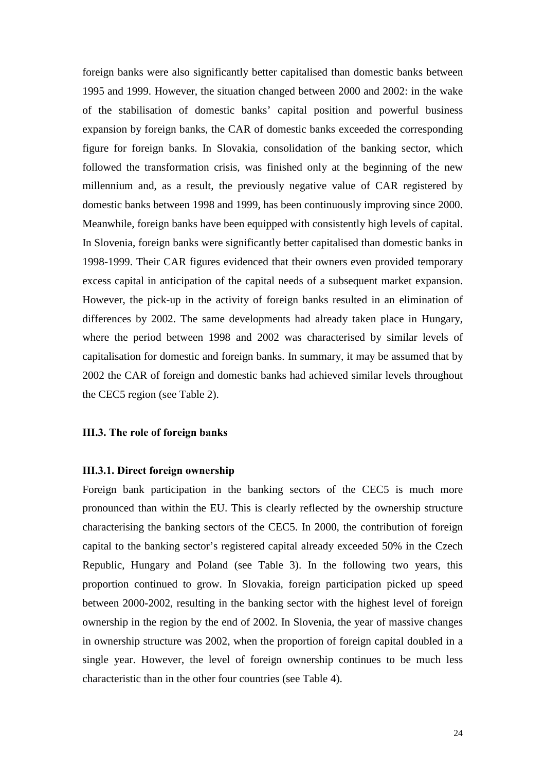foreign banks were also significantly better capitalised than domestic banks between 1995 and 1999. However, the situation changed between 2000 and 2002: in the wake of the stabilisation of domestic banks' capital position and powerful business expansion by foreign banks, the CAR of domestic banks exceeded the corresponding figure for foreign banks. In Slovakia, consolidation of the banking sector, which followed the transformation crisis, was finished only at the beginning of the new millennium and, as a result, the previously negative value of CAR registered by domestic banks between 1998 and 1999, has been continuously improving since 2000. Meanwhile, foreign banks have been equipped with consistently high levels of capital. In Slovenia, foreign banks were significantly better capitalised than domestic banks in 1998-1999. Their CAR figures evidenced that their owners even provided temporary excess capital in anticipation of the capital needs of a subsequent market expansion. However, the pick-up in the activity of foreign banks resulted in an elimination of differences by 2002. The same developments had already taken place in Hungary, where the period between 1998 and 2002 was characterised by similar levels of capitalisation for domestic and foreign banks. In summary, it may be assumed that by 2002 the CAR of foreign and domestic banks had achieved similar levels throughout the CEC5 region (see Table 2).

### III.3. The role of foreign banks

#### III.3.1. Direct foreign ownership

Foreign bank participation in the banking sectors of the CEC5 is much more pronounced than within the EU. This is clearly reflected by the ownership structure characterising the banking sectors of the CEC5. In 2000, the contribution of foreign capital to the banking sector's registered capital already exceeded 50% in the Czech Republic, Hungary and Poland (see Table 3). In the following two years, this proportion continued to grow. In Slovakia, foreign participation picked up speed between 2000-2002, resulting in the banking sector with the highest level of foreign ownership in the region by the end of 2002. In Slovenia, the year of massive changes in ownership structure was 2002, when the proportion of foreign capital doubled in a single year. However, the level of foreign ownership continues to be much less characteristic than in the other four countries (see Table 4).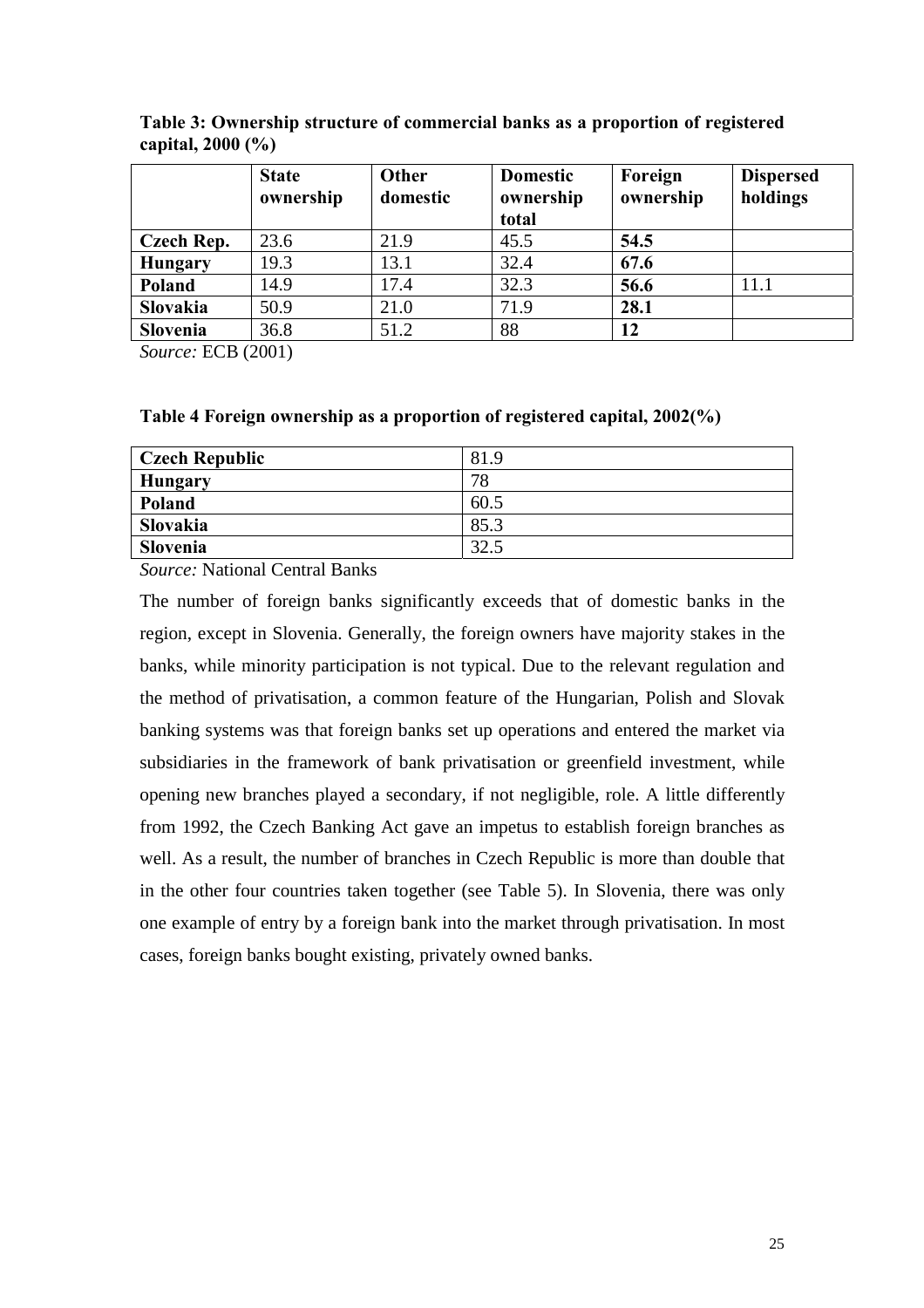**Table 3: Ownership structure of commercial banks as a proportion of registered capital, 2000 (%)**

| | State ownership | Other domestic | Domestic ownership total | Foreign ownership | Dispersed holdings |
|---|---|---|---|---|---|
| **Czech Rep.** | 23.6 | 21.9 | 45.5 | **54.5** | |
| **Hungary** | 19.3 | 13.1 | 32.4 | **67.6** | |
| **Poland** | 14.9 | 17.4 | 32.3 | **56.6** | 11.1 |
| **Slovakia** | 50.9 | 21.0 | 71.9 | **28.1** | |
| **Slovenia** | 36.8 | 51.2 | 88 | **12** | |

*Source:* ECB (2001)

**Table 4 Foreign ownership as a proportion of registered capital, 2002(%)**

| | |
|---|---|
| **Czech Republic** | 81.9 |
| **Hungary** | 78 |
| **Poland** | 60.5 |
| **Slovakia** | 85.3 |
| **Slovenia** | 32.5 |

*Source:* National Central Banks

The number of foreign banks significantly exceeds that of domestic banks in the region, except in Slovenia. Generally, the foreign owners have majority stakes in the banks, while minority participation is not typical. Due to the relevant regulation and the method of privatisation, a common feature of the Hungarian, Polish and Slovak banking systems was that foreign banks set up operations and entered the market via subsidiaries in the framework of bank privatisation or greenfield investment, while opening new branches played a secondary, if not negligible, role. A little differently from 1992, the Czech Banking Act gave an impetus to establish foreign branches as well. As a result, the number of branches in Czech Republic is more than double that in the other four countries taken together (see Table 5). In Slovenia, there was only one example of entry by a foreign bank into the market through privatisation. In most cases, foreign banks bought existing, privately owned banks.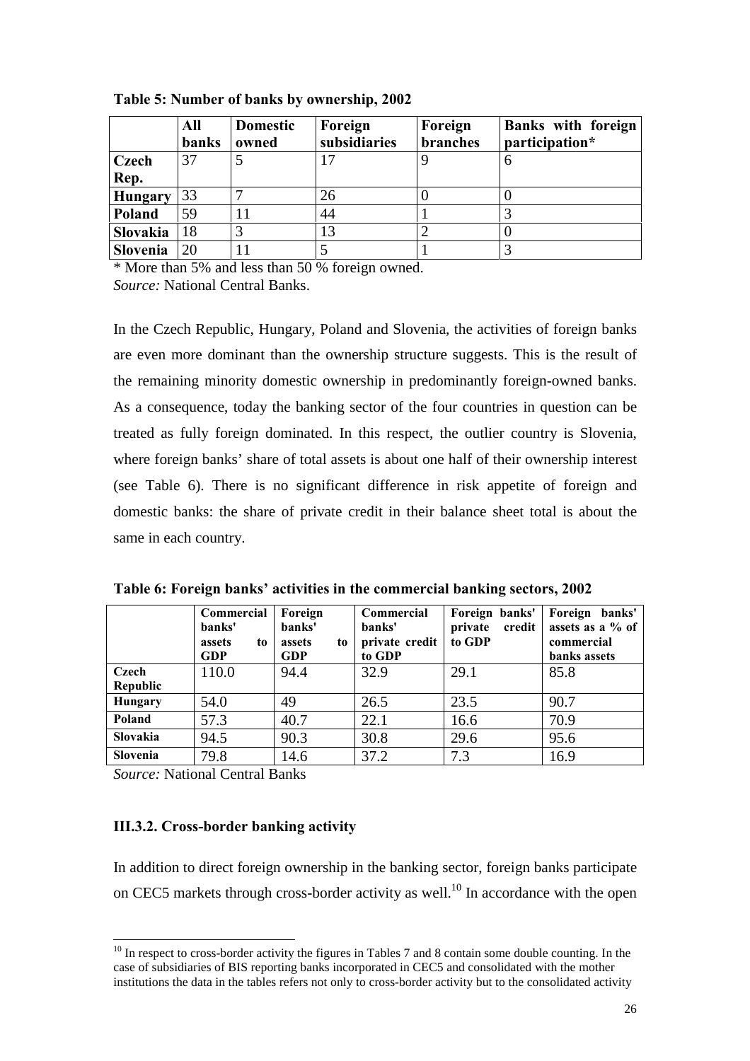**Table 5: Number of banks by ownership, 2002**

| | All banks | Domestic owned | Foreign subsidiaries | Foreign branches | Banks with foreign participation* |
|---|---|---|---|---|---|
| **Czech Rep.** | 37 | 5 | 17 | 9 | 6 |
| **Hungary** | 33 | 7 | 26 | 0 | 0 |
| **Poland** | 59 | 11 | 44 | 1 | 3 |
| **Slovakia** | 18 | 3 | 13 | 2 | 0 |
| **Slovenia** | 20 | 11 | 5 | 1 | 3 |

\* More than 5% and less than 50 % foreign owned.

*Source:* National Central Banks.

In the Czech Republic, Hungary, Poland and Slovenia, the activities of foreign banks are even more dominant than the ownership structure suggests. This is the result of the remaining minority domestic ownership in predominantly foreign-owned banks. As a consequence, today the banking sector of the four countries in question can be treated as fully foreign dominated. In this respect, the outlier country is Slovenia, where foreign banks' share of total assets is about one half of their ownership interest (see Table 6). There is no significant difference in risk appetite of foreign and domestic banks: the share of private credit in their balance sheet total is about the same in each country.

**Table 6: Foreign banks' activities in the commercial banking sectors, 2002**

| | Commercial banks' assets to GDP | Foreign banks' assets to GDP | Commercial banks' private credit to GDP | Foreign banks' private credit to GDP | Foreign banks' assets as a % of commercial banks assets |
|---|---|---|---|---|---|
| **Czech Republic** | 110.0 | 94.4 | 32.9 | 29.1 | 85.8 |
| **Hungary** | 54.0 | 49 | 26.5 | 23.5 | 90.7 |
| **Poland** | 57.3 | 40.7 | 22.1 | 16.6 | 70.9 |
| **Slovakia** | 94.5 | 90.3 | 30.8 | 29.6 | 95.6 |
| **Slovenia** | 79.8 | 14.6 | 37.2 | 7.3 | 16.9 |

*Source:* National Central Banks

### III.3.2. Cross-border banking activity

In addition to direct foreign ownership in the banking sector, foreign banks participate on CEC5 markets through cross-border activity as well.[10] In accordance with the open

[10] In respect to cross-border activity the figures in Tables 7 and 8 contain some double counting. In the case of subsidiaries of BIS reporting banks incorporated in CEC5 and consolidated with the mother institutions the data in the tables refers not only to cross-border activity but to the consolidated activity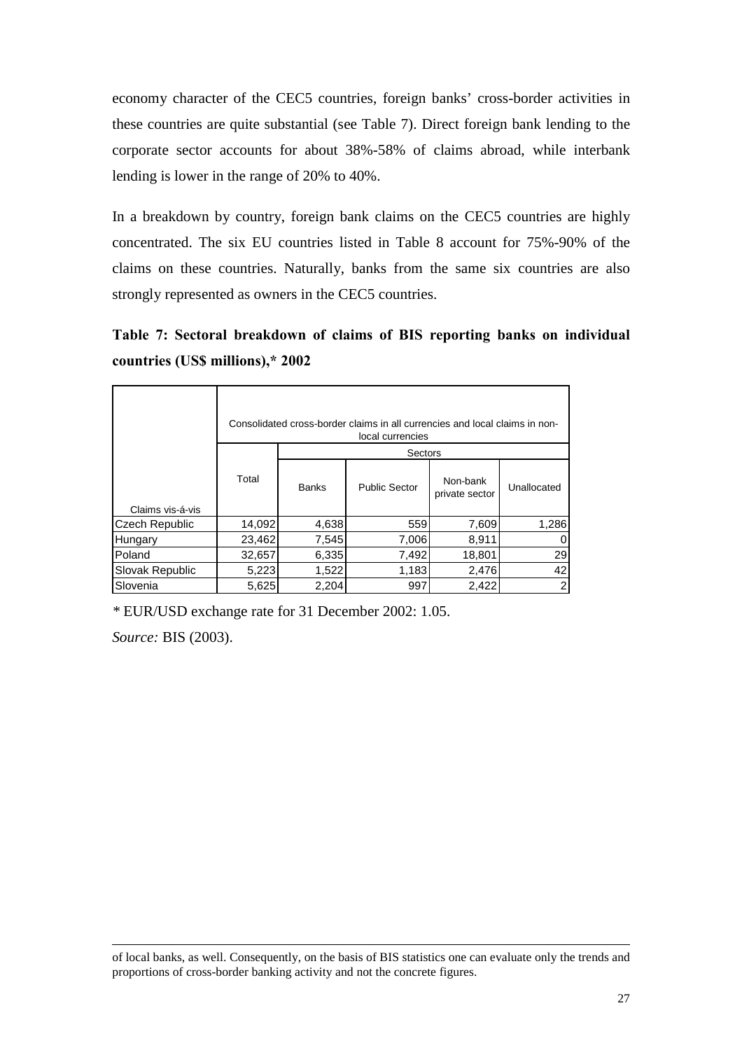economy character of the CEC5 countries, foreign banks' cross-border activities in these countries are quite substantial (see Table 7). Direct foreign bank lending to the corporate sector accounts for about 38%-58% of claims abroad, while interbank lending is lower in the range of 20% to 40%.

In a breakdown by country, foreign bank claims on the CEC5 countries are highly concentrated. The six EU countries listed in Table 8 account for 75%-90% of the claims on these countries. Naturally, banks from the same six countries are also strongly represented as owners in the CEC5 countries.

**Table 7: Sectoral breakdown of claims of BIS reporting banks on individual countries (US$ millions),* 2002**

| | Consolidated cross-border claims in all currencies and local claims in non-local currencies | | | | |
|---|---|---|---|---|---|
| | Total | Sectors | | | |
| Claims vis-á-vis | | Banks | Public Sector | Non-bank private sector | Unallocated |
| Czech Republic | 14,092 | 4,638 | 559 | 7,609 | 1,286 |
| Hungary | 23,462 | 7,545 | 7,006 | 8,911 | 0 |
| Poland | 32,657 | 6,335 | 7,492 | 18,801 | 29 |
| Slovak Republic | 5,223 | 1,522 | 1,183 | 2,476 | 42 |
| Slovenia | 5,625 | 2,204 | 997 | 2,422 | 2 |

*\* EUR/USD exchange rate for 31 December 2002: 1.05.*

*Source:* BIS (2003).

of local banks, as well. Consequently, on the basis of BIS statistics one can evaluate only the trends and proportions of cross-border banking activity and not the concrete figures.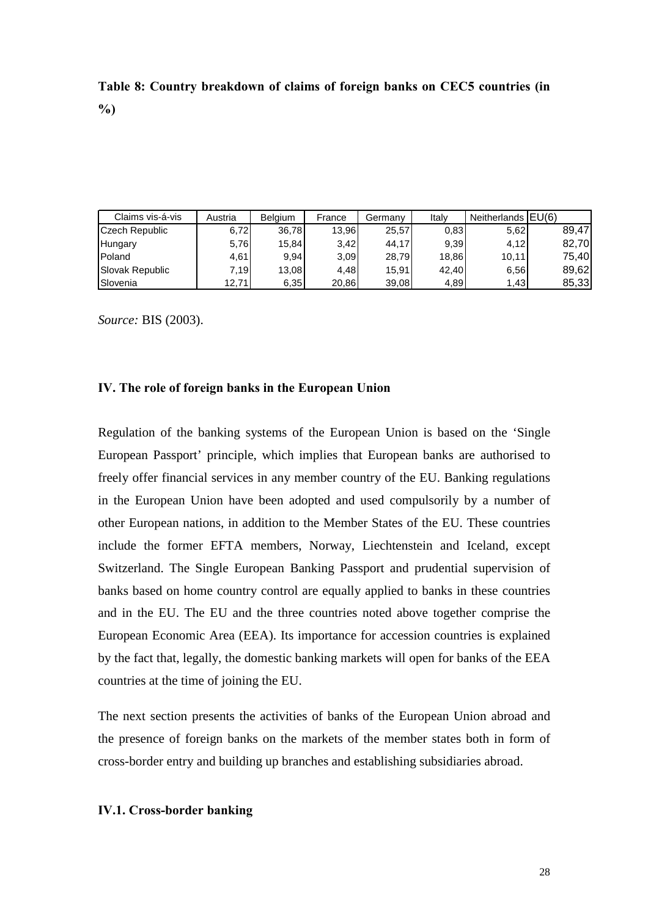**Table 8: Country breakdown of claims of foreign banks on CEC5 countries (in %)**

| Claims vis-á-vis | Austria | Belgium | France | Germany | Italy | Neitherlands | EU(6) |
|---|---|---|---|---|---|---|---|
| Czech Republic | 6,72 | 36,78 | 13,96 | 25,57 | 0,83 | 5,62 | 89,47 |
| Hungary | 5,76 | 15,84 | 3,42 | 44,17 | 9,39 | 4,12 | 82,70 |
| Poland | 4,61 | 9,94 | 3,09 | 28,79 | 18,86 | 10,11 | 75,40 |
| Slovak Republic | 7,19 | 13,08 | 4,48 | 15,91 | 42,40 | 6,56 | 89,62 |
| Slovenia | 12,71 | 6,35 | 20,86 | 39,08 | 4,89 | 1,43 | 85,33 |

*Source:* BIS (2003).

## IV. The role of foreign banks in the European Union

Regulation of the banking systems of the European Union is based on the 'Single European Passport' principle, which implies that European banks are authorised to freely offer financial services in any member country of the EU. Banking regulations in the European Union have been adopted and used compulsorily by a number of other European nations, in addition to the Member States of the EU. These countries include the former EFTA members, Norway, Liechtenstein and Iceland, except Switzerland. The Single European Banking Passport and prudential supervision of banks based on home country control are equally applied to banks in these countries and in the EU. The EU and the three countries noted above together comprise the European Economic Area (EEA). Its importance for accession countries is explained by the fact that, legally, the domestic banking markets will open for banks of the EEA countries at the time of joining the EU.

The next section presents the activities of banks of the European Union abroad and the presence of foreign banks on the markets of the member states both in form of cross-border entry and building up branches and establishing subsidiaries abroad.

### IV.1. Cross-border banking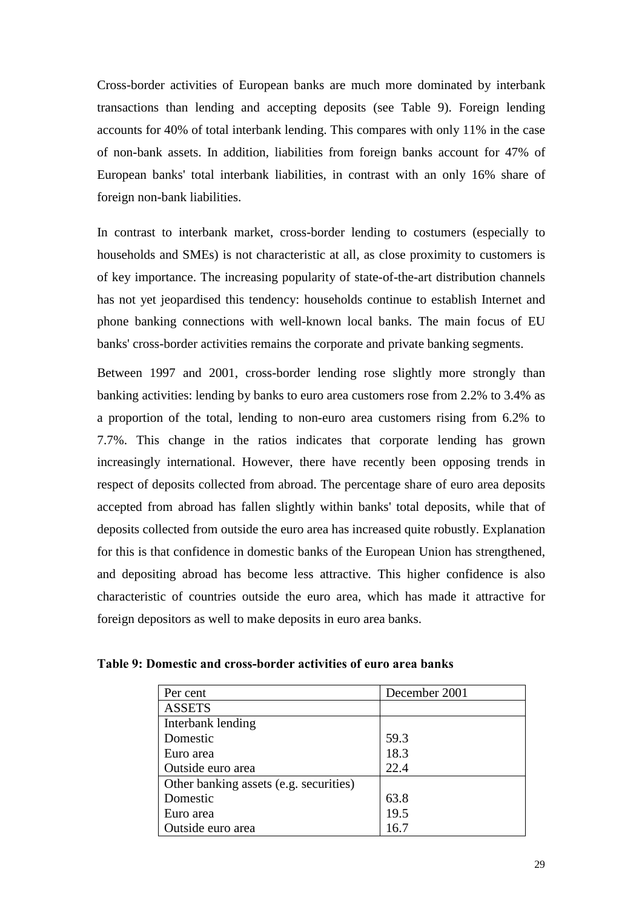Cross-border activities of European banks are much more dominated by interbank transactions than lending and accepting deposits (see Table 9). Foreign lending accounts for 40% of total interbank lending. This compares with only 11% in the case of non-bank assets. In addition, liabilities from foreign banks account for 47% of European banks' total interbank liabilities, in contrast with an only 16% share of foreign non-bank liabilities.

In contrast to interbank market, cross-border lending to costumers (especially to households and SMEs) is not characteristic at all, as close proximity to customers is of key importance. The increasing popularity of state-of-the-art distribution channels has not yet jeopardised this tendency: households continue to establish Internet and phone banking connections with well-known local banks. The main focus of EU banks' cross-border activities remains the corporate and private banking segments.

Between 1997 and 2001, cross-border lending rose slightly more strongly than banking activities: lending by banks to euro area customers rose from 2.2% to 3.4% as a proportion of the total, lending to non-euro area customers rising from 6.2% to 7.7%. This change in the ratios indicates that corporate lending has grown increasingly international. However, there have recently been opposing trends in respect of deposits collected from abroad. The percentage share of euro area deposits accepted from abroad has fallen slightly within banks' total deposits, while that of deposits collected from outside the euro area has increased quite robustly. Explanation for this is that confidence in domestic banks of the European Union has strengthened, and depositing abroad has become less attractive. This higher confidence is also characteristic of countries outside the euro area, which has made it attractive for foreign depositors as well to make deposits in euro area banks.

**Table 9: Domestic and cross-border activities of euro area banks**

| Per cent | December 2001 |
|---|---|
| ASSETS | |
| Interbank lending | |
| Domestic | 59.3 |
| Euro area | 18.3 |
| Outside euro area | 22.4 |
| Other banking assets (e.g. securities) | |
| Domestic | 63.8 |
| Euro area | 19.5 |
| Outside euro area | 16.7 |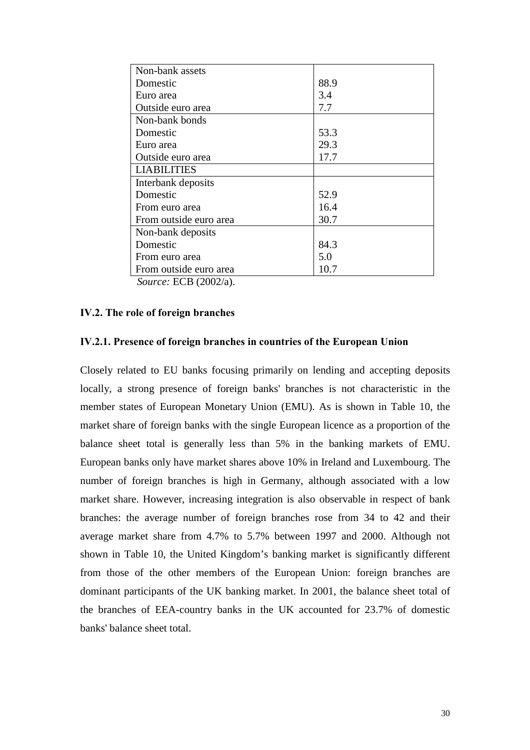| | |
|---|---|
| Non-bank assets | |
| Domestic | 88.9 |
| Euro area | 3.4 |
| Outside euro area | 7.7 |
| Non-bank bonds | |
| Domestic | 53.3 |
| Euro area | 29.3 |
| Outside euro area | 17.7 |
| LIABILITIES | |
| Interbank deposits | |
| Domestic | 52.9 |
| From euro area | 16.4 |
| From outside euro area | 30.7 |
| Non-bank deposits | |
| Domestic | 84.3 |
| From euro area | 5.0 |
| From outside euro area | 10.7 |

*Source:* ECB (2002/a).

### IV.2. The role of foreign branches

#### IV.2.1. Presence of foreign branches in countries of the European Union

Closely related to EU banks focusing primarily on lending and accepting deposits locally, a strong presence of foreign banks' branches is not characteristic in the member states of European Monetary Union (EMU). As is shown in Table 10, the market share of foreign banks with the single European licence as a proportion of the balance sheet total is generally less than 5% in the banking markets of EMU. European banks only have market shares above 10% in Ireland and Luxembourg. The number of foreign branches is high in Germany, although associated with a low market share. However, increasing integration is also observable in respect of bank branches: the average number of foreign branches rose from 34 to 42 and their average market share from 4.7% to 5.7% between 1997 and 2000. Although not shown in Table 10, the United Kingdom's banking market is significantly different from those of the other members of the European Union: foreign branches are dominant participants of the UK banking market. In 2001, the balance sheet total of the branches of EEA-country banks in the UK accounted for 23.7% of domestic banks' balance sheet total.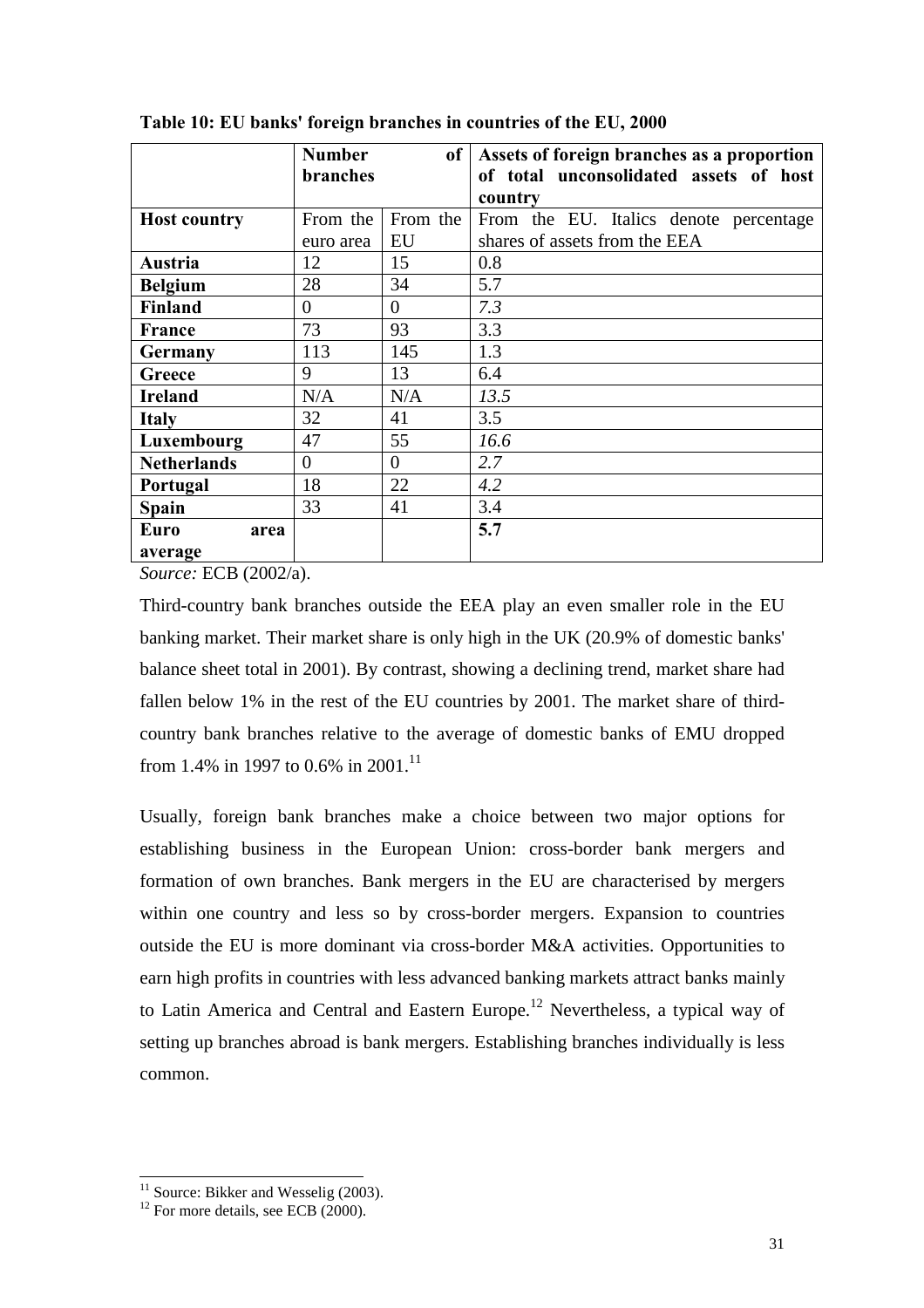**Table 10: EU banks' foreign branches in countries of the EU, 2000**

| | Number of branches | | Assets of foreign branches as a proportion of total unconsolidated assets of host country |
|---|---|---|---|
| **Host country** | From the euro area | From the EU | From the EU. Italics denote percentage shares of assets from the EEA |
| **Austria** | 12 | 15 | 0.8 |
| **Belgium** | 28 | 34 | 5.7 |
| **Finland** | 0 | 0 | *7.3* |
| **France** | 73 | 93 | 3.3 |
| **Germany** | 113 | 145 | 1.3 |
| **Greece** | 9 | 13 | 6.4 |
| **Ireland** | N/A | N/A | *13.5* |
| **Italy** | 32 | 41 | 3.5 |
| **Luxembourg** | 47 | 55 | *16.6* |
| **Netherlands** | 0 | 0 | *2.7* |
| **Portugal** | 18 | 22 | *4.2* |
| **Spain** | 33 | 41 | 3.4 |
| **Euro area average** | | | **5.7** |

*Source:* ECB (2002/a).

Third-country bank branches outside the EEA play an even smaller role in the EU banking market. Their market share is only high in the UK (20.9% of domestic banks' balance sheet total in 2001). By contrast, showing a declining trend, market share had fallen below 1% in the rest of the EU countries by 2001. The market share of third-country bank branches relative to the average of domestic banks of EMU dropped from 1.4% in 1997 to 0.6% in 2001.[11]

Usually, foreign bank branches make a choice between two major options for establishing business in the European Union: cross-border bank mergers and formation of own branches. Bank mergers in the EU are characterised by mergers within one country and less so by cross-border mergers. Expansion to countries outside the EU is more dominant via cross-border M&A activities. Opportunities to earn high profits in countries with less advanced banking markets attract banks mainly to Latin America and Central and Eastern Europe.[12] Nevertheless, a typical way of setting up branches abroad is bank mergers. Establishing branches individually is less common.

[11] Source: Bikker and Wesselig (2003).

[12] For more details, see ECB (2000).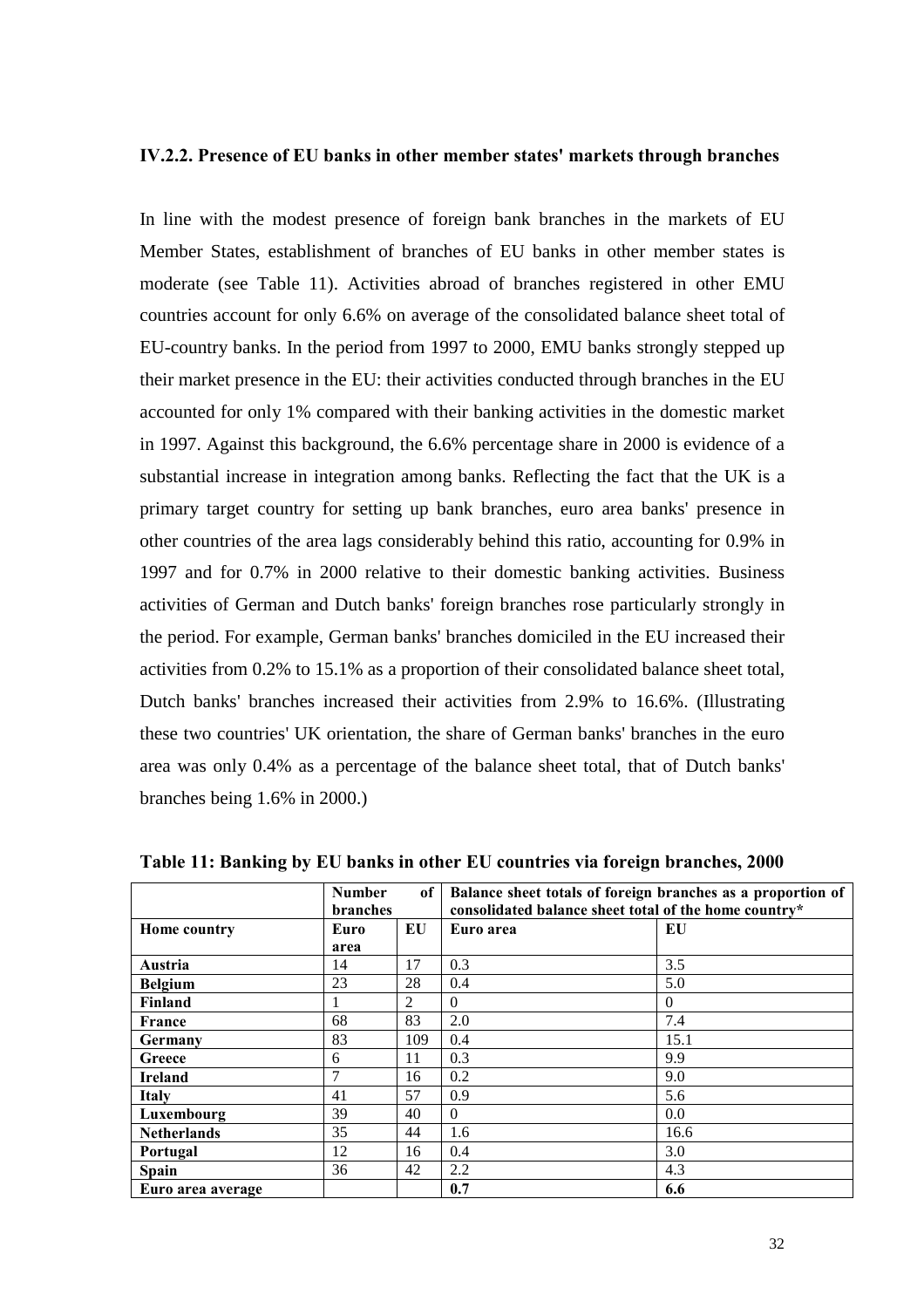### IV.2.2. Presence of EU banks in other member states' markets through branches

In line with the modest presence of foreign bank branches in the markets of EU Member States, establishment of branches of EU banks in other member states is moderate (see Table 11). Activities abroad of branches registered in other EMU countries account for only 6.6% on average of the consolidated balance sheet total of EU-country banks. In the period from 1997 to 2000, EMU banks strongly stepped up their market presence in the EU: their activities conducted through branches in the EU accounted for only 1% compared with their banking activities in the domestic market in 1997. Against this background, the 6.6% percentage share in 2000 is evidence of a substantial increase in integration among banks. Reflecting the fact that the UK is a primary target country for setting up bank branches, euro area banks' presence in other countries of the area lags considerably behind this ratio, accounting for 0.9% in 1997 and for 0.7% in 2000 relative to their domestic banking activities. Business activities of German and Dutch banks' foreign branches rose particularly strongly in the period. For example, German banks' branches domiciled in the EU increased their activities from 0.2% to 15.1% as a proportion of their consolidated balance sheet total, Dutch banks' branches increased their activities from 2.9% to 16.6%. (Illustrating these two countries' UK orientation, the share of German banks' branches in the euro area was only 0.4% as a percentage of the balance sheet total, that of Dutch banks' branches being 1.6% in 2000.)

**Table 11: Banking by EU banks in other EU countries via foreign branches, 2000**

| | Number of branches | | Balance sheet totals of foreign branches as a proportion of consolidated balance sheet total of the home country* | |
|---|---|---|---|---|
| **Home country** | **Euro area** | **EU** | **Euro area** | **EU** |
| **Austria** | 14 | 17 | 0.3 | 3.5 |
| **Belgium** | 23 | 28 | 0.4 | 5.0 |
| **Finland** | 1 | 2 | 0 | 0 |
| **France** | 68 | 83 | 2.0 | 7.4 |
| **Germany** | 83 | 109 | 0.4 | 15.1 |
| **Greece** | 6 | 11 | 0.3 | 9.9 |
| **Ireland** | 7 | 16 | 0.2 | 9.0 |
| **Italy** | 41 | 57 | 0.9 | 5.6 |
| **Luxembourg** | 39 | 40 | 0 | 0.0 |
| **Netherlands** | 35 | 44 | 1.6 | 16.6 |
| **Portugal** | 12 | 16 | 0.4 | 3.0 |
| **Spain** | 36 | 42 | 2.2 | 4.3 |
| **Euro area average** | | | **0.7** | **6.6** |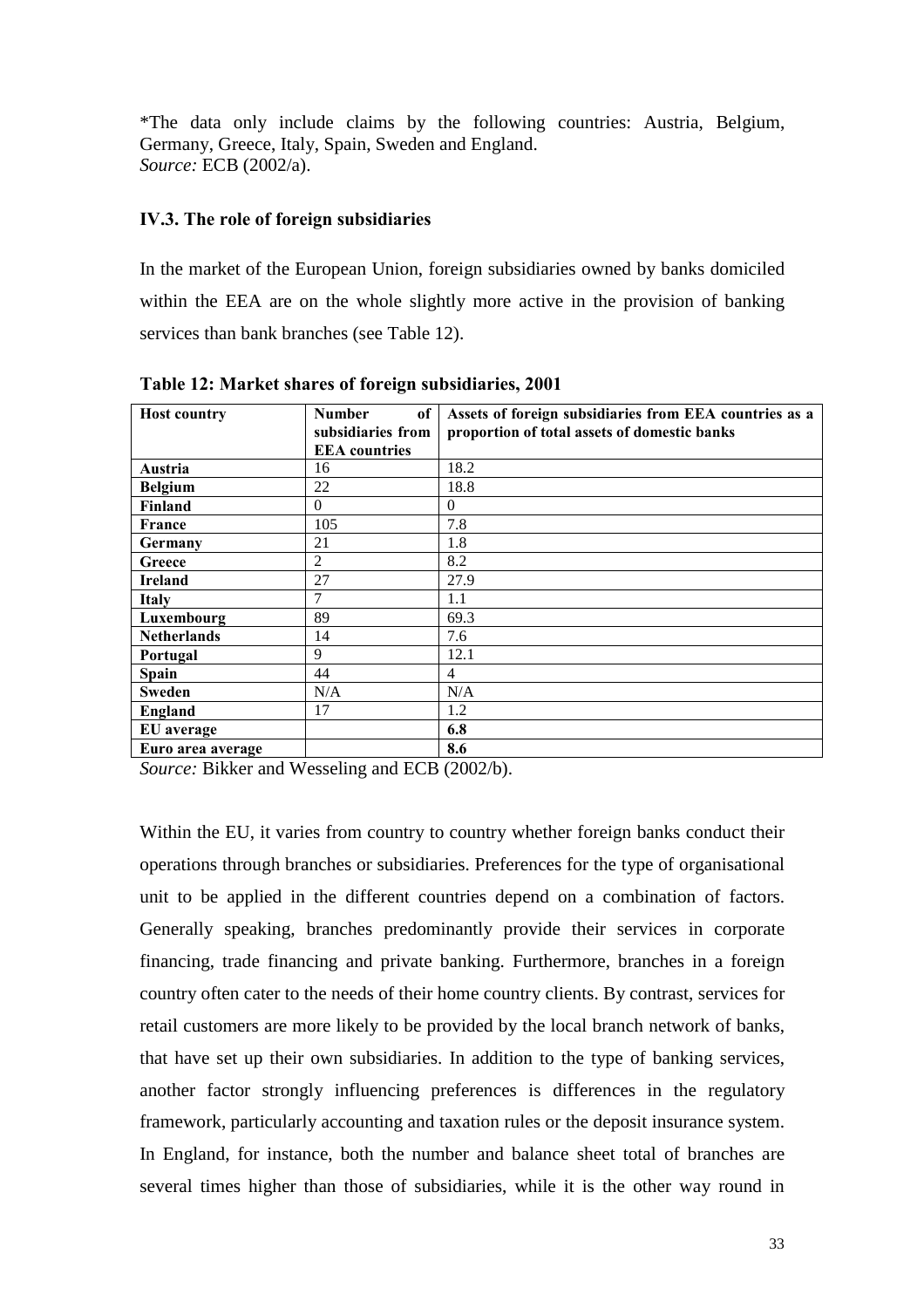*The data only include claims by the following countries: Austria, Belgium, Germany, Greece, Italy, Spain, Sweden and England.
*Source:* ECB (2002/a).

### IV.3. The role of foreign subsidiaries

In the market of the European Union, foreign subsidiaries owned by banks domiciled within the EEA are on the whole slightly more active in the provision of banking services than bank branches (see Table 12).

**Table 12: Market shares of foreign subsidiaries, 2001**

| Host country | Number of subsidiaries from EEA countries | Assets of foreign subsidiaries from EEA countries as a proportion of total assets of domestic banks |
|---|---|---|
| **Austria** | 16 | 18.2 |
| **Belgium** | 22 | 18.8 |
| **Finland** | 0 | 0 |
| **France** | 105 | 7.8 |
| **Germany** | 21 | 1.8 |
| **Greece** | 2 | 8.2 |
| **Ireland** | 27 | 27.9 |
| **Italy** | 7 | 1.1 |
| **Luxembourg** | 89 | 69.3 |
| **Netherlands** | 14 | 7.6 |
| **Portugal** | 9 | 12.1 |
| **Spain** | 44 | 4 |
| **Sweden** | N/A | N/A |
| **England** | 17 | 1.2 |
| **EU average** | | **6.8** |
| **Euro area average** | | **8.6** |

*Source:* Bikker and Wesseling and ECB (2002/b).

Within the EU, it varies from country to country whether foreign banks conduct their operations through branches or subsidiaries. Preferences for the type of organisational unit to be applied in the different countries depend on a combination of factors. Generally speaking, branches predominantly provide their services in corporate financing, trade financing and private banking. Furthermore, branches in a foreign country often cater to the needs of their home country clients. By contrast, services for retail customers are more likely to be provided by the local branch network of banks, that have set up their own subsidiaries. In addition to the type of banking services, another factor strongly influencing preferences is differences in the regulatory framework, particularly accounting and taxation rules or the deposit insurance system. In England, for instance, both the number and balance sheet total of branches are several times higher than those of subsidiaries, while it is the other way round in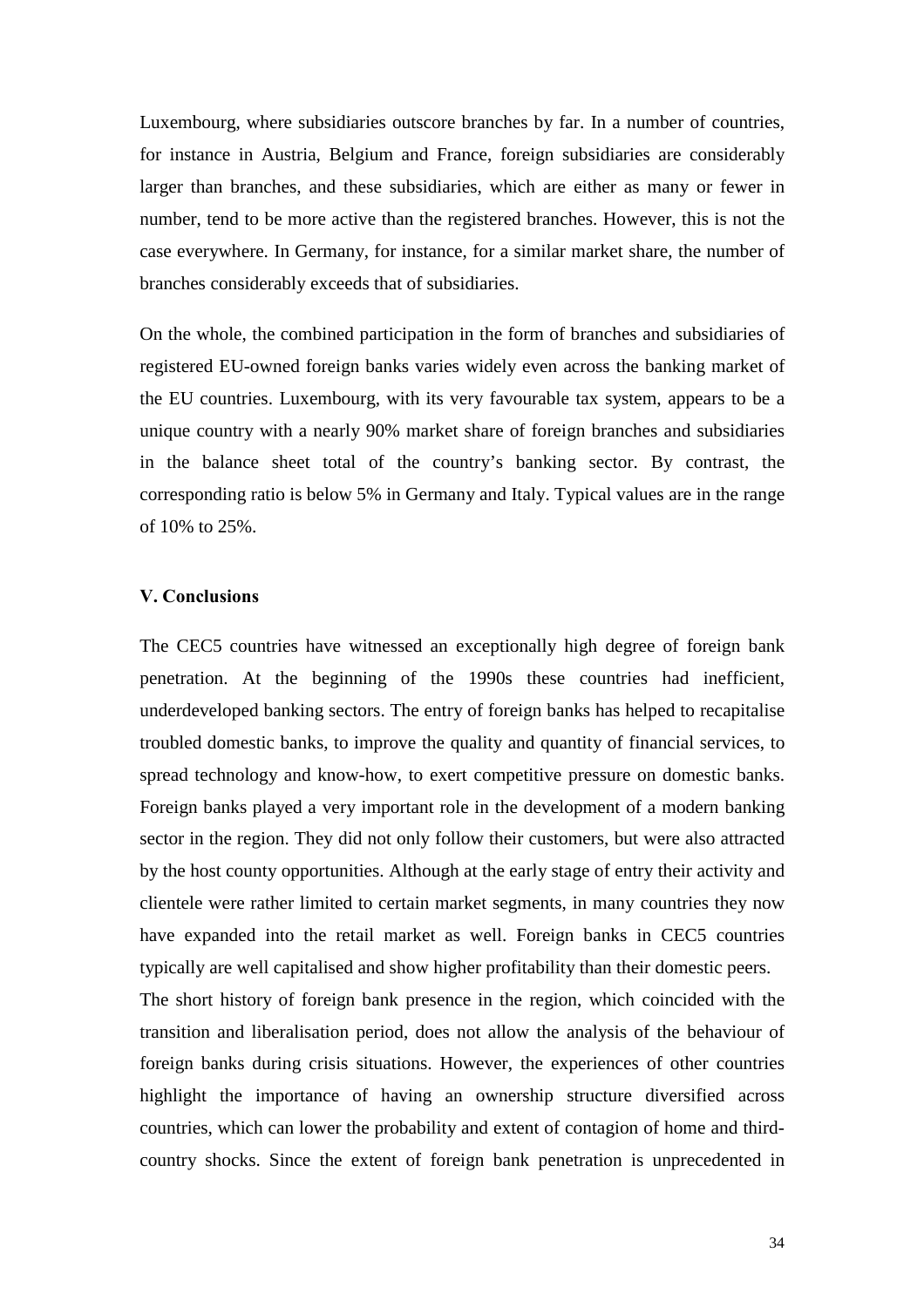Luxembourg, where subsidiaries outscore branches by far. In a number of countries, for instance in Austria, Belgium and France, foreign subsidiaries are considerably larger than branches, and these subsidiaries, which are either as many or fewer in number, tend to be more active than the registered branches. However, this is not the case everywhere. In Germany, for instance, for a similar market share, the number of branches considerably exceeds that of subsidiaries.

On the whole, the combined participation in the form of branches and subsidiaries of registered EU-owned foreign banks varies widely even across the banking market of the EU countries. Luxembourg, with its very favourable tax system, appears to be a unique country with a nearly 90% market share of foreign branches and subsidiaries in the balance sheet total of the country's banking sector. By contrast, the corresponding ratio is below 5% in Germany and Italy. Typical values are in the range of 10% to 25%.

## V. Conclusions

The CEC5 countries have witnessed an exceptionally high degree of foreign bank penetration. At the beginning of the 1990s these countries had inefficient, underdeveloped banking sectors. The entry of foreign banks has helped to recapitalise troubled domestic banks, to improve the quality and quantity of financial services, to spread technology and know-how, to exert competitive pressure on domestic banks. Foreign banks played a very important role in the development of a modern banking sector in the region. They did not only follow their customers, but were also attracted by the host county opportunities. Although at the early stage of entry their activity and clientele were rather limited to certain market segments, in many countries they now have expanded into the retail market as well. Foreign banks in CEC5 countries typically are well capitalised and show higher profitability than their domestic peers.

The short history of foreign bank presence in the region, which coincided with the transition and liberalisation period, does not allow the analysis of the behaviour of foreign banks during crisis situations. However, the experiences of other countries highlight the importance of having an ownership structure diversified across countries, which can lower the probability and extent of contagion of home and third-country shocks. Since the extent of foreign bank penetration is unprecedented in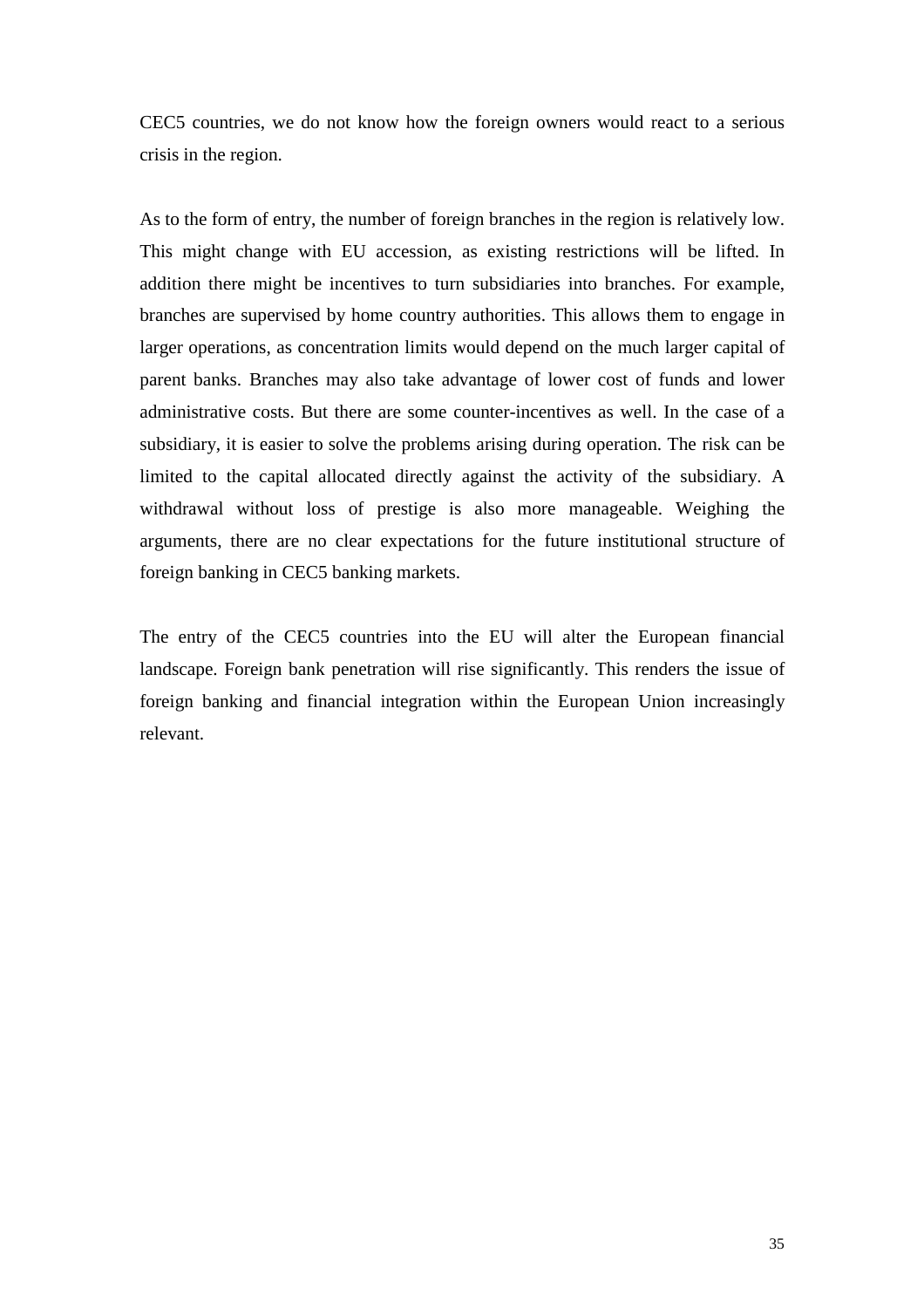CEC5 countries, we do not know how the foreign owners would react to a serious crisis in the region.

As to the form of entry, the number of foreign branches in the region is relatively low. This might change with EU accession, as existing restrictions will be lifted. In addition there might be incentives to turn subsidiaries into branches. For example, branches are supervised by home country authorities. This allows them to engage in larger operations, as concentration limits would depend on the much larger capital of parent banks. Branches may also take advantage of lower cost of funds and lower administrative costs. But there are some counter-incentives as well. In the case of a subsidiary, it is easier to solve the problems arising during operation. The risk can be limited to the capital allocated directly against the activity of the subsidiary. A withdrawal without loss of prestige is also more manageable. Weighing the arguments, there are no clear expectations for the future institutional structure of foreign banking in CEC5 banking markets.

The entry of the CEC5 countries into the EU will alter the European financial landscape. Foreign bank penetration will rise significantly. This renders the issue of foreign banking and financial integration within the European Union increasingly relevant.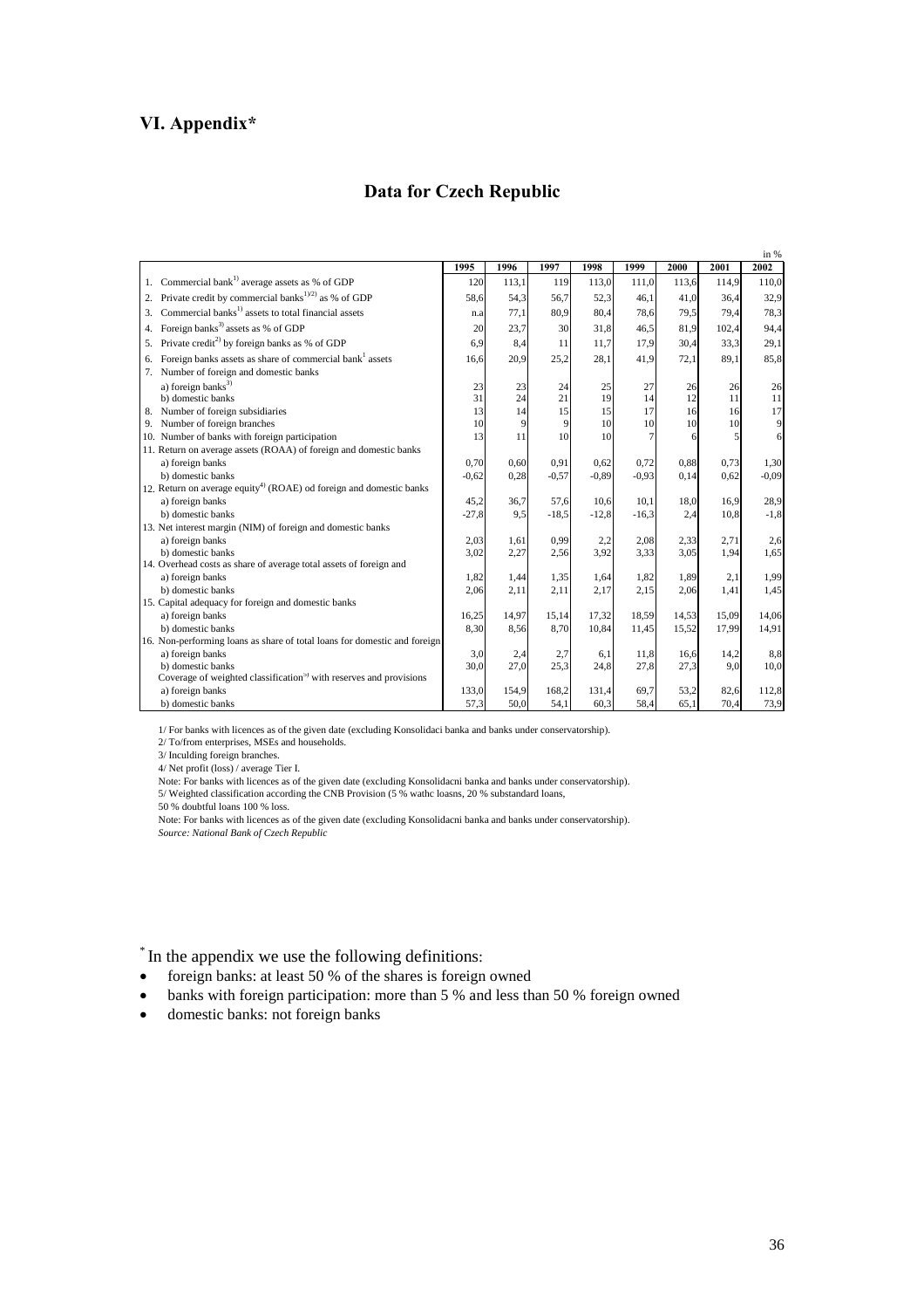# VI. Appendix*

## Data for Czech Republic

in %

| | 1995 | 1996 | 1997 | 1998 | 1999 | 2000 | 2001 | 2002 |
|---|---|---|---|---|---|---|---|---|
| 1. Commercial bank[1)] average assets as % of GDP | 120 | 113,1 | 119 | 113,0 | 111,0 | 113,6 | 114,9 | 110,0 |
| 2. Private credit by commercial banks[1)2)] as % of GDP | 58,6 | 54,3 | 56,7 | 52,3 | 46,1 | 41,0 | 36,4 | 32,9 |
| 3. Commercial banks[1)] assets to total financial assets | n.a | 77,1 | 80,9 | 80,4 | 78,6 | 79,5 | 79,4 | 78,3 |
| 4. Foreign banks[3)] assets as % of GDP | 20 | 23,7 | 30 | 31,8 | 46,5 | 81,9 | 102,4 | 94,4 |
| 5. Private credit[2)] by foreign banks as % of GDP | 6,9 | 8,4 | 11 | 11,7 | 17,9 | 30,4 | 33,3 | 29,1 |
| 6. Foreign banks assets as share of commercial bank[1] assets | 16,6 | 20,9 | 25,2 | 28,1 | 41,9 | 72,1 | 89,1 | 85,8 |
| 7. Number of foreign and domestic banks | | | | | | | | |
| a) foreign banks[3)] | 23 | 23 | 24 | 25 | 27 | 26 | 26 | 26 |
| b) domestic banks | 31 | 24 | 21 | 19 | 14 | 12 | 11 | 11 |
| 8. Number of foreign subsidiaries | 13 | 14 | 15 | 15 | 17 | 16 | 16 | 17 |
| 9. Number of foreign branches | 10 | 9 | 9 | 10 | 10 | 10 | 10 | 9 |
| 10. Number of banks with foreign participation | 13 | 11 | 10 | 10 | 7 | 6 | 5 | 6 |
| 11. Return on average assets (ROAA) of foreign and domestic banks | | | | | | | | |
| a) foreign banks | 0,70 | 0,60 | 0,91 | 0,62 | 0,72 | 0,88 | 0,73 | 1,30 |
| b) domestic banks | -0,62 | 0,28 | -0,57 | -0,89 | -0,93 | 0,14 | 0,62 | -0,09 |
| 12. Return on average equity[4)] (ROAE) od foreign and domestic banks | | | | | | | | |
| a) foreign banks | 45,2 | 36,7 | 57,6 | 10,6 | 10,1 | 18,0 | 16,9 | 28,9 |
| b) domestic banks | -27,8 | 9,5 | -18,5 | -12,8 | -16,3 | 2,4 | 10,8 | -1,8 |
| 13. Net interest margin (NIM) of foreign and domestic banks | | | | | | | | |
| a) foreign banks | 2,03 | 1,61 | 0,99 | 2,2 | 2,08 | 2,33 | 2,71 | 2,6 |
| b) domestic banks | 3,02 | 2,27 | 2,56 | 3,92 | 3,33 | 3,05 | 1,94 | 1,65 |
| 14. Overhead costs as share of average total assets of foreign and | | | | | | | | |
| a) foreign banks | 1,82 | 1,44 | 1,35 | 1,64 | 1,82 | 1,89 | 2,1 | 1,99 |
| b) domestic banks | 2,06 | 2,11 | 2,11 | 2,17 | 2,15 | 2,06 | 1,41 | 1,45 |
| 15. Capital adequacy for foreign and domestic banks | | | | | | | | |
| a) foreign banks | 16,25 | 14,97 | 15,14 | 17,32 | 18,59 | 14,53 | 15,09 | 14,06 |
| b) domestic banks | 8,30 | 8,56 | 8,70 | 10,84 | 11,45 | 15,52 | 17,99 | 14,91 |
| 16. Non-performing loans as share of total loans for domestic and foreign | | | | | | | | |
| a) foreign banks | 3,0 | 2,4 | 2,7 | 6,1 | 11,8 | 16,6 | 14,2 | 8,8 |
| b) domestic banks | 30,0 | 27,0 | 25,3 | 24,8 | 27,8 | 27,3 | 9,0 | 10,0 |
| Coverage of weighted classification[5)] with reserves and provisions | | | | | | | | |
| a) foreign banks | 133,0 | 154,9 | 168,2 | 131,4 | 69,7 | 53,2 | 82,6 | 112,8 |
| b) domestic banks | 57,3 | 50,0 | 54,1 | 60,3 | 58,4 | 65,1 | 70,4 | 73,9 |

1/ For banks with licences as of the given date (excluding Konsolidaci banka and banks under conservatorship).
2/ To/from enterprises, MSEs and households.
3/ Inculding foreign branches.
4/ Net profit (loss) / average Tier I.
Note: For banks with licences as of the given date (excluding Konsolidacni banka and banks under conservatorship).
5/ Weighted classification according the CNB Provision (5 % wathc loasns, 20 % substandard loans,
50 % doubtful loans 100 % loss.
Note: For banks with licences as of the given date (excluding Konsolidacni banka and banks under conservatorship).
*Source: National Bank of Czech Republic*

* In the appendix we use the following definitions:

- foreign banks: at least 50 % of the shares is foreign owned
- banks with foreign participation: more than 5 % and less than 50 % foreign owned
- domestic banks: not foreign banks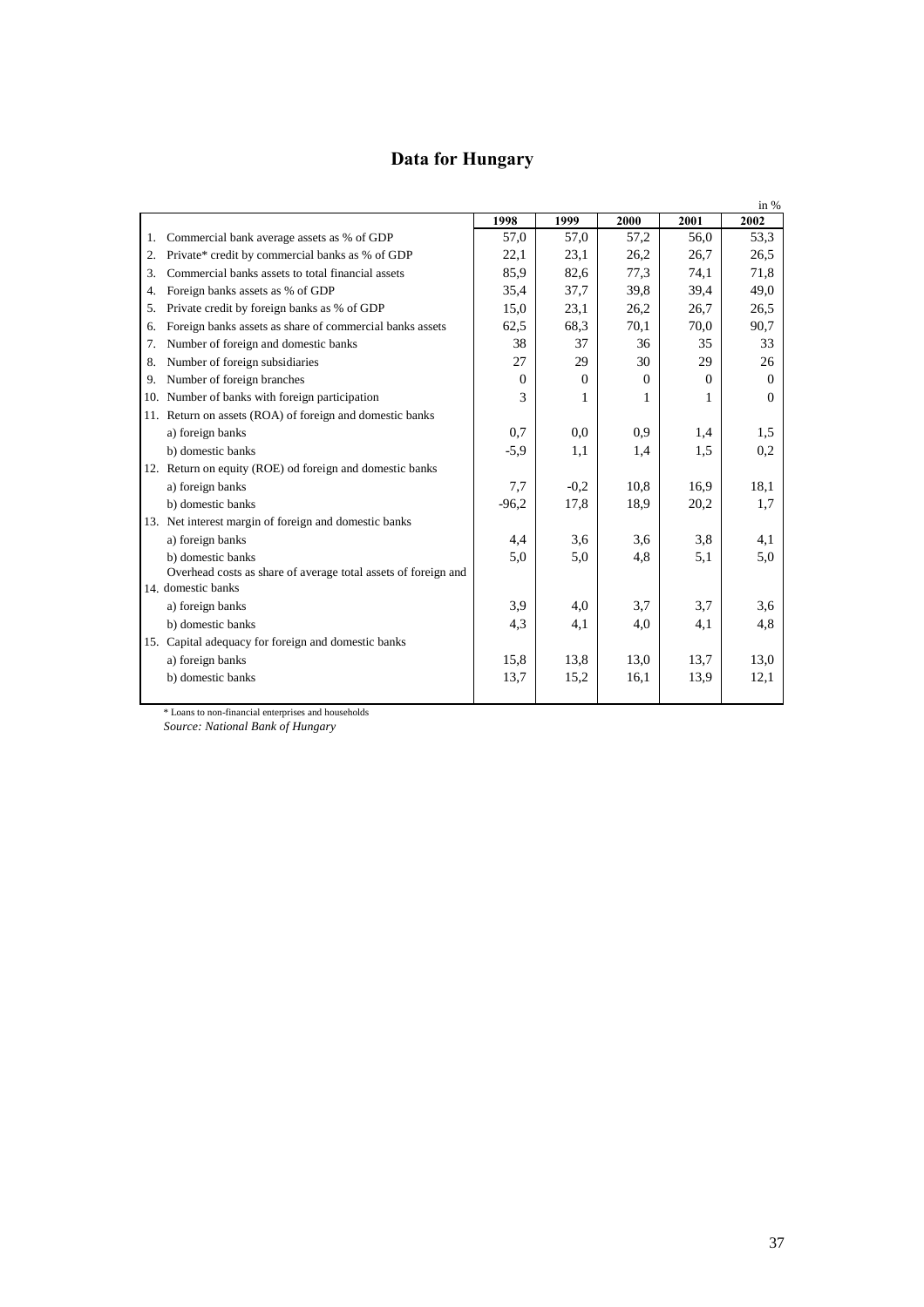## Data for Hungary

in %

| | 1998 | 1999 | 2000 | 2001 | 2002 |
|---|---|---|---|---|---|
| 1. Commercial bank average assets as % of GDP | 57,0 | 57,0 | 57,2 | 56,0 | 53,3 |
| 2. Private* credit by commercial banks as % of GDP | 22,1 | 23,1 | 26,2 | 26,7 | 26,5 |
| 3. Commercial banks assets to total financial assets | 85,9 | 82,6 | 77,3 | 74,1 | 71,8 |
| 4. Foreign banks assets as % of GDP | 35,4 | 37,7 | 39,8 | 39,4 | 49,0 |
| 5. Private credit by foreign banks as % of GDP | 15,0 | 23,1 | 26,2 | 26,7 | 26,5 |
| 6. Foreign banks assets as share of commercial banks assets | 62,5 | 68,3 | 70,1 | 70,0 | 90,7 |
| 7. Number of foreign and domestic banks | 38 | 37 | 36 | 35 | 33 |
| 8. Number of foreign subsidiaries | 27 | 29 | 30 | 29 | 26 |
| 9. Number of foreign branches | 0 | 0 | 0 | 0 | 0 |
| 10. Number of banks with foreign participation | 3 | 1 | 1 | 1 | 0 |
| 11. Return on assets (ROA) of foreign and domestic banks | | | | | |
| a) foreign banks | 0,7 | 0,0 | 0,9 | 1,4 | 1,5 |
| b) domestic banks | -5,9 | 1,1 | 1,4 | 1,5 | 0,2 |
| 12. Return on equity (ROE) od foreign and domestic banks | | | | | |
| a) foreign banks | 7,7 | -0,2 | 10,8 | 16,9 | 18,1 |
| b) domestic banks | -96,2 | 17,8 | 18,9 | 20,2 | 1,7 |
| 13. Net interest margin of foreign and domestic banks | | | | | |
| a) foreign banks | 4,4 | 3,6 | 3,6 | 3,8 | 4,1 |
| b) domestic banks | 5,0 | 5,0 | 4,8 | 5,1 | 5,0 |
| 14. Overhead costs as share of average total assets of foreign and domestic banks | | | | | |
| a) foreign banks | 3,9 | 4,0 | 3,7 | 3,7 | 3,6 |
| b) domestic banks | 4,3 | 4,1 | 4,0 | 4,1 | 4,8 |
| 15. Capital adequacy for foreign and domestic banks | | | | | |
| a) foreign banks | 15,8 | 13,8 | 13,0 | 13,7 | 13,0 |
| b) domestic banks | 13,7 | 15,2 | 16,1 | 13,9 | 12,1 |

\* Loans to non-financial enterprises and households

*Source: National Bank of Hungary*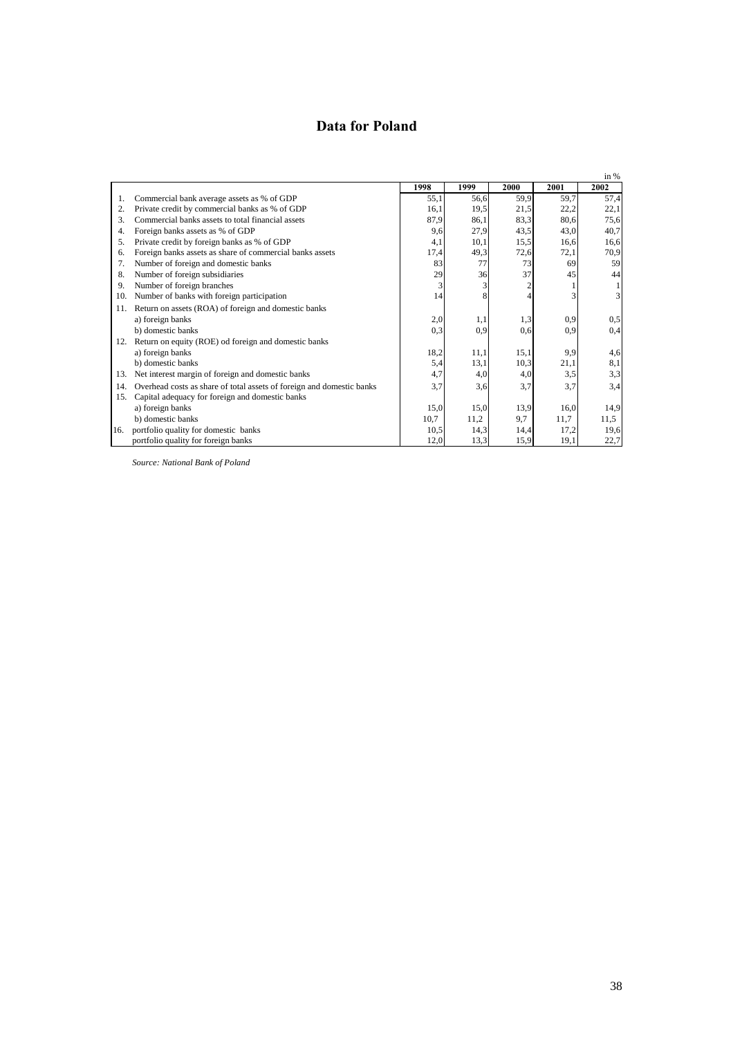# Data for Poland

in %

| | | 1998 | 1999 | 2000 | 2001 | 2002 |
|---|---|---|---|---|---|---|
| 1. | Commercial bank average assets as % of GDP | 55,1 | 56,6 | 59,9 | 59,7 | 57,4 |
| 2. | Private credit by commercial banks as % of GDP | 16,1 | 19,5 | 21,5 | 22,2 | 22,1 |
| 3. | Commercial banks assets to total financial assets | 87,9 | 86,1 | 83,3 | 80,6 | 75,6 |
| 4. | Foreign banks assets as % of GDP | 9,6 | 27,9 | 43,5 | 43,0 | 40,7 |
| 5. | Private credit by foreign banks as % of GDP | 4,1 | 10,1 | 15,5 | 16,6 | 16,6 |
| 6. | Foreign banks assets as share of commercial banks assets | 17,4 | 49,3 | 72,6 | 72,1 | 70,9 |
| 7. | Number of foreign and domestic banks | 83 | 77 | 73 | 69 | 59 |
| 8. | Number of foreign subsidiaries | 29 | 36 | 37 | 45 | 44 |
| 9. | Number of foreign branches | 3 | 3 | 2 | 1 | 1 |
| 10. | Number of banks with foreign participation | 14 | 8 | 4 | 3 | 3 |
| 11. | Return on assets (ROA) of foreign and domestic banks | | | | | |
| | a) foreign banks | 2,0 | 1,1 | 1,3 | 0,9 | 0,5 |
| | b) domestic banks | 0,3 | 0,9 | 0,6 | 0,9 | 0,4 |
| 12. | Return on equity (ROE) od foreign and domestic banks | | | | | |
| | a) foreign banks | 18,2 | 11,1 | 15,1 | 9,9 | 4,6 |
| | b) domestic banks | 5,4 | 13,1 | 10,3 | 21,1 | 8,1 |
| 13. | Net interest margin of foreign and domestic banks | 4,7 | 4,0 | 4,0 | 3,5 | 3,3 |
| 14. | Overhead costs as share of total assets of foreign and domestic banks | 3,7 | 3,6 | 3,7 | 3,7 | 3,4 |
| 15. | Capital adequacy for foreign and domestic banks | | | | | |
| | a) foreign banks | 15,0 | 15,0 | 13,9 | 16,0 | 14,9 |
| | b) domestic banks | 10,7 | 11,2 | 9,7 | 11,7 | 11,5 |
| 16. | portfolio quality for domestic banks | 10,5 | 14,3 | 14,4 | 17,2 | 19,6 |
| | portfolio quality for foreign banks | 12,0 | 13,3 | 15,9 | 19,1 | 22,7 |

*Source: National Bank of Poland*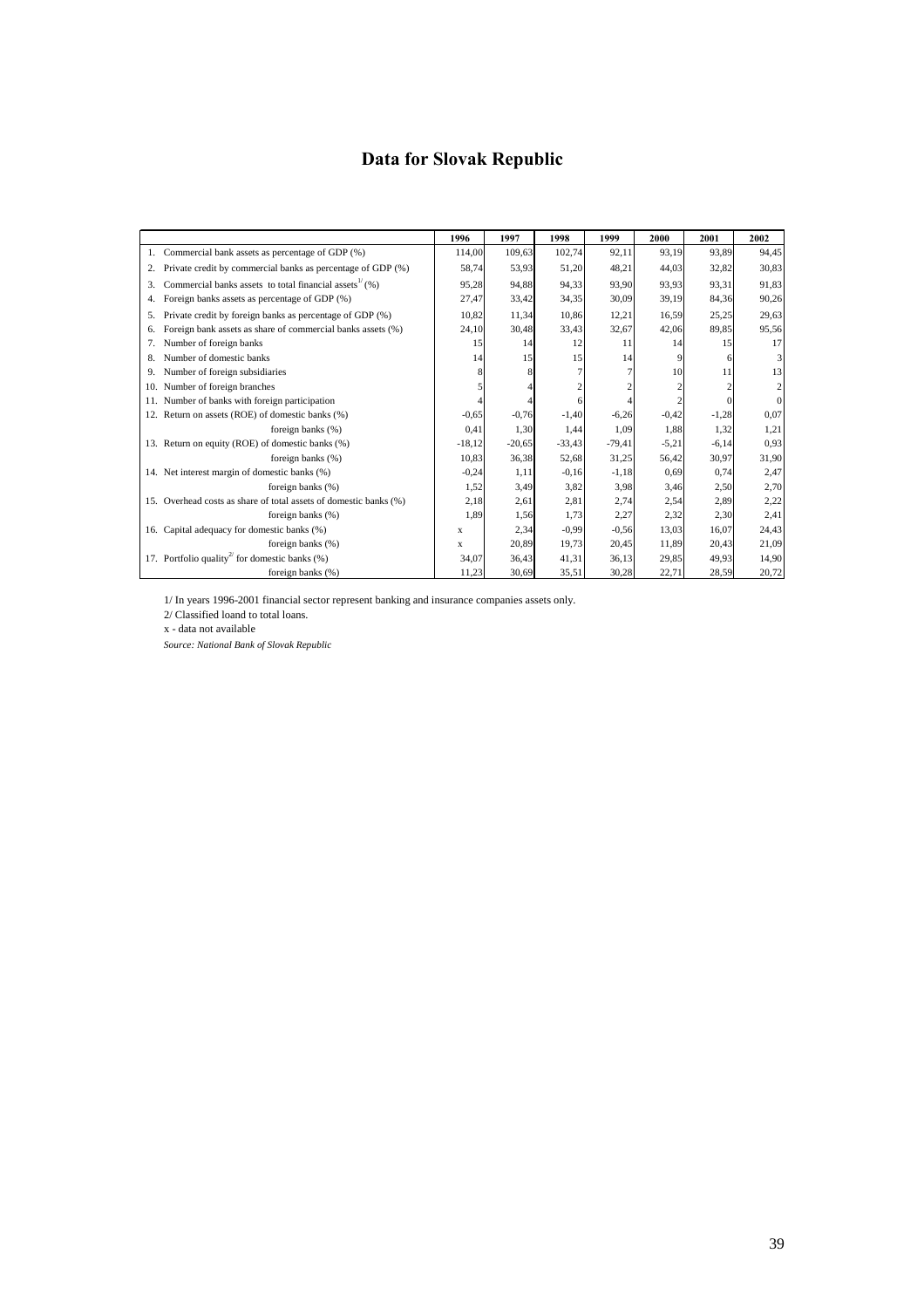# Data for Slovak Republic

| | 1996 | 1997 | 1998 | 1999 | 2000 | 2001 | 2002 |
|---|---|---|---|---|---|---|---|
| 1. Commercial bank assets as percentage of GDP (%) | 114,00 | 109,63 | 102,74 | 92,11 | 93,19 | 93,89 | 94,45 |
| 2. Private credit by commercial banks as percentage of GDP (%) | 58,74 | 53,93 | 51,20 | 48,21 | 44,03 | 32,82 | 30,83 |
| 3. Commercial banks assets to total financial assets[1/] (%) | 95,28 | 94,88 | 94,33 | 93,90 | 93,93 | 93,31 | 91,83 |
| 4. Foreign banks assets as percentage of GDP (%) | 27,47 | 33,42 | 34,35 | 30,09 | 39,19 | 84,36 | 90,26 |
| 5. Private credit by foreign banks as percentage of GDP (%) | 10,82 | 11,34 | 10,86 | 12,21 | 16,59 | 25,25 | 29,63 |
| 6. Foreign bank assets as share of commercial banks assets (%) | 24,10 | 30,48 | 33,43 | 32,67 | 42,06 | 89,85 | 95,56 |
| 7. Number of foreign banks | 15 | 14 | 12 | 11 | 14 | 15 | 17 |
| 8. Number of domestic banks | 14 | 15 | 15 | 14 | 9 | 6 | 3 |
| 9. Number of foreign subsidiaries | 8 | 8 | 7 | 7 | 10 | 11 | 13 |
| 10. Number of foreign branches | 5 | 4 | 2 | 2 | 2 | 2 | 2 |
| 11. Number of banks with foreign participation | 4 | 4 | 6 | 4 | 2 | 0 | 0 |
| 12. Return on assets (ROE) of domestic banks (%) | -0,65 | -0,76 | -1,40 | -6,26 | -0,42 | -1,28 | 0,07 |
| foreign banks (%) | 0,41 | 1,30 | 1,44 | 1,09 | 1,88 | 1,32 | 1,21 |
| 13. Return on equity (ROE) of domestic banks (%) | -18,12 | -20,65 | -33,43 | -79,41 | -5,21 | -6,14 | 0,93 |
| foreign banks (%) | 10,83 | 36,38 | 52,68 | 31,25 | 56,42 | 30,97 | 31,90 |
| 14. Net interest margin of domestic banks (%) | -0,24 | 1,11 | -0,16 | -1,18 | 0,69 | 0,74 | 2,47 |
| foreign banks (%) | 1,52 | 3,49 | 3,82 | 3,98 | 3,46 | 2,50 | 2,70 |
| 15. Overhead costs as share of total assets of domestic banks (%) | 2,18 | 2,61 | 2,81 | 2,74 | 2,54 | 2,89 | 2,22 |
| foreign banks (%) | 1,89 | 1,56 | 1,73 | 2,27 | 2,32 | 2,30 | 2,41 |
| 16. Capital adequacy for domestic banks (%) | x | 2,34 | -0,99 | -0,56 | 13,03 | 16,07 | 24,43 |
| foreign banks (%) | x | 20,89 | 19,73 | 20,45 | 11,89 | 20,43 | 21,09 |
| 17. Portfolio quality[2/] for domestic banks (%) | 34,07 | 36,43 | 41,31 | 36,13 | 29,85 | 49,93 | 14,90 |
| foreign banks (%) | 11,23 | 30,69 | 35,51 | 30,28 | 22,71 | 28,59 | 20,72 |

1/ In years 1996-2001 financial sector represent banking and insurance companies assets only.

2/ Classified loand to total loans.

x - data not available

*Source: National Bank of Slovak Republic*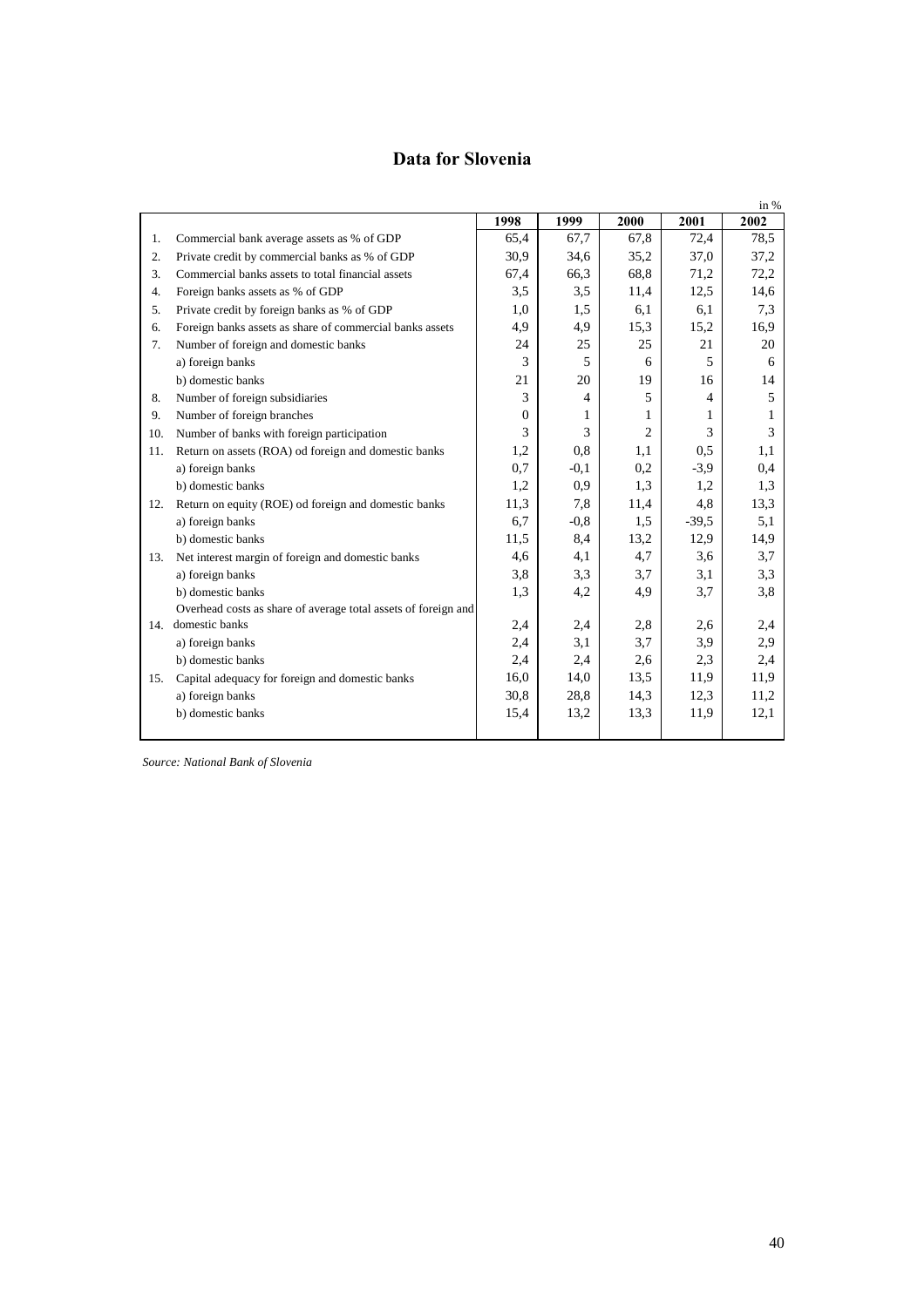## Data for Slovenia

in %

| | | 1998 | 1999 | 2000 | 2001 | 2002 |
|---|---|---|---|---|---|---|
| 1. | Commercial bank average assets as % of GDP | 65,4 | 67,7 | 67,8 | 72,4 | 78,5 |
| 2. | Private credit by commercial banks as % of GDP | 30,9 | 34,6 | 35,2 | 37,0 | 37,2 |
| 3. | Commercial banks assets to total financial assets | 67,4 | 66,3 | 68,8 | 71,2 | 72,2 |
| 4. | Foreign banks assets as % of GDP | 3,5 | 3,5 | 11,4 | 12,5 | 14,6 |
| 5. | Private credit by foreign banks as % of GDP | 1,0 | 1,5 | 6,1 | 6,1 | 7,3 |
| 6. | Foreign banks assets as share of commercial banks assets | 4,9 | 4,9 | 15,3 | 15,2 | 16,9 |
| 7. | Number of foreign and domestic banks | 24 | 25 | 25 | 21 | 20 |
| | a) foreign banks | 3 | 5 | 6 | 5 | 6 |
| | b) domestic banks | 21 | 20 | 19 | 16 | 14 |
| 8. | Number of foreign subsidiaries | 3 | 4 | 5 | 4 | 5 |
| 9. | Number of foreign branches | 0 | 1 | 1 | 1 | 1 |
| 10. | Number of banks with foreign participation | 3 | 3 | 2 | 3 | 3 |
| 11. | Return on assets (ROA) od foreign and domestic banks | 1,2 | 0,8 | 1,1 | 0,5 | 1,1 |
| | a) foreign banks | 0,7 | -0,1 | 0,2 | -3,9 | 0,4 |
| | b) domestic banks | 1,2 | 0,9 | 1,3 | 1,2 | 1,3 |
| 12. | Return on equity (ROE) od foreign and domestic banks | 11,3 | 7,8 | 11,4 | 4,8 | 13,3 |
| | a) foreign banks | 6,7 | -0,8 | 1,5 | -39,5 | 5,1 |
| | b) domestic banks | 11,5 | 8,4 | 13,2 | 12,9 | 14,9 |
| 13. | Net interest margin of foreign and domestic banks | 4,6 | 4,1 | 4,7 | 3,6 | 3,7 |
| | a) foreign banks | 3,8 | 3,3 | 3,7 | 3,1 | 3,3 |
| | b) domestic banks | 1,3 | 4,2 | 4,9 | 3,7 | 3,8 |
| 14. | Overhead costs as share of average total assets of foreign and domestic banks | 2,4 | 2,4 | 2,8 | 2,6 | 2,4 |
| | a) foreign banks | 2,4 | 3,1 | 3,7 | 3,9 | 2,9 |
| | b) domestic banks | 2,4 | 2,4 | 2,6 | 2,3 | 2,4 |
| 15. | Capital adequacy for foreign and domestic banks | 16,0 | 14,0 | 13,5 | 11,9 | 11,9 |
| | a) foreign banks | 30,8 | 28,8 | 14,3 | 12,3 | 11,2 |
| | b) domestic banks | 15,4 | 13,2 | 13,3 | 11,9 | 12,1 |

*Source: National Bank of Slovenia*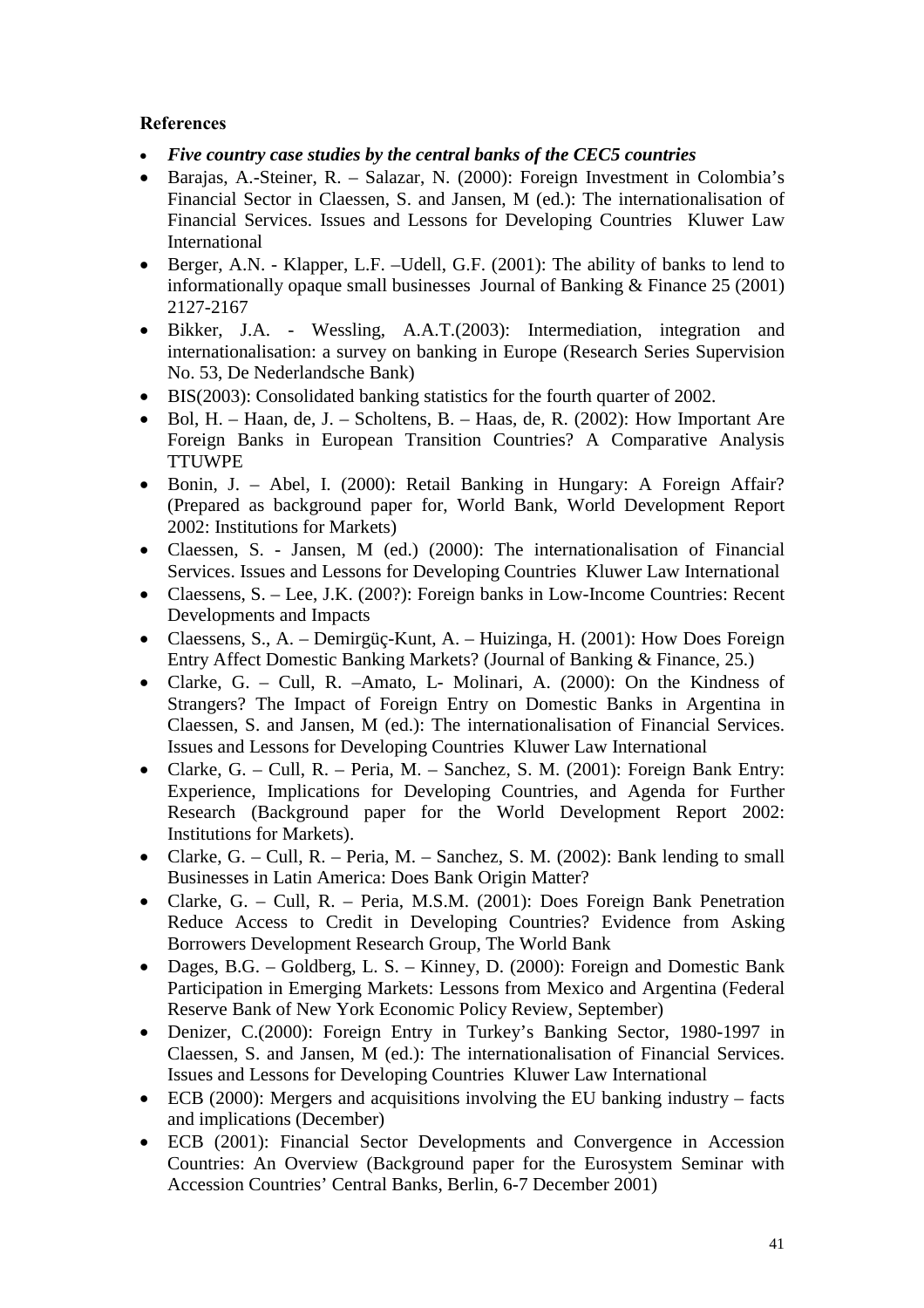### References

- ***Five country case studies by the central banks of the CEC5 countries***
- Barajas, A.-Steiner, R. – Salazar, N. (2000): Foreign Investment in Colombia's Financial Sector in Claessen, S. and Jansen, M (ed.): The internationalisation of Financial Services. Issues and Lessons for Developing Countries Kluwer Law International
- Berger, A.N. - Klapper, L.F. –Udell, G.F. (2001): The ability of banks to lend to informationally opaque small businesses Journal of Banking & Finance 25 (2001) 2127-2167
- Bikker, J.A. - Wessling, A.A.T.(2003): Intermediation, integration and internationalisation: a survey on banking in Europe (Research Series Supervision No. 53, De Nederlandsche Bank)
- BIS(2003): Consolidated banking statistics for the fourth quarter of 2002.
- Bol, H. – Haan, de, J. – Scholtens, B. – Haas, de, R. (2002): How Important Are Foreign Banks in European Transition Countries? A Comparative Analysis TTUWPE
- Bonin, J. – Abel, I. (2000): Retail Banking in Hungary: A Foreign Affair? (Prepared as background paper for, World Bank, World Development Report 2002: Institutions for Markets)
- Claessen, S. - Jansen, M (ed.) (2000): The internationalisation of Financial Services. Issues and Lessons for Developing Countries Kluwer Law International
- Claessens, S. – Lee, J.K. (200?): Foreign banks in Low-Income Countries: Recent Developments and Impacts
- Claessens, S., A. – Demirgüç-Kunt, A. – Huizinga, H. (2001): How Does Foreign Entry Affect Domestic Banking Markets? (Journal of Banking & Finance, 25.)
- Clarke, G. – Cull, R. –Amato, L- Molinari, A. (2000): On the Kindness of Strangers? The Impact of Foreign Entry on Domestic Banks in Argentina in Claessen, S. and Jansen, M (ed.): The internationalisation of Financial Services. Issues and Lessons for Developing Countries Kluwer Law International
- Clarke, G. – Cull, R. – Peria, M. – Sanchez, S. M. (2001): Foreign Bank Entry: Experience, Implications for Developing Countries, and Agenda for Further Research (Background paper for the World Development Report 2002: Institutions for Markets).
- Clarke, G. – Cull, R. – Peria, M. – Sanchez, S. M. (2002): Bank lending to small Businesses in Latin America: Does Bank Origin Matter?
- Clarke, G. – Cull, R. – Peria, M.S.M. (2001): Does Foreign Bank Penetration Reduce Access to Credit in Developing Countries? Evidence from Asking Borrowers Development Research Group, The World Bank
- Dages, B.G. – Goldberg, L. S. – Kinney, D. (2000): Foreign and Domestic Bank Participation in Emerging Markets: Lessons from Mexico and Argentina (Federal Reserve Bank of New York Economic Policy Review, September)
- Denizer, C.(2000): Foreign Entry in Turkey's Banking Sector, 1980-1997 in Claessen, S. and Jansen, M (ed.): The internationalisation of Financial Services. Issues and Lessons for Developing Countries Kluwer Law International
- ECB (2000): Mergers and acquisitions involving the EU banking industry – facts and implications (December)
- ECB (2001): Financial Sector Developments and Convergence in Accession Countries: An Overview (Background paper for the Eurosystem Seminar with Accession Countries' Central Banks, Berlin, 6-7 December 2001)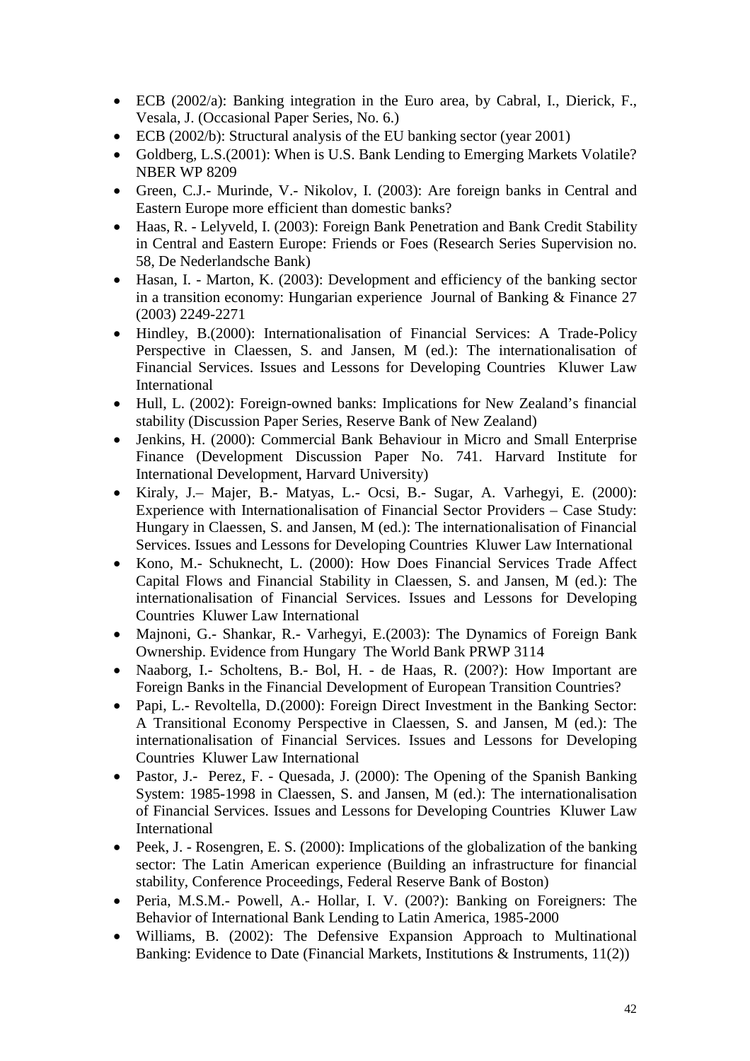- ECB (2002/a): Banking integration in the Euro area, by Cabral, I., Dierick, F., Vesala, J. (Occasional Paper Series, No. 6.)
- ECB (2002/b): Structural analysis of the EU banking sector (year 2001)
- Goldberg, L.S.(2001): When is U.S. Bank Lending to Emerging Markets Volatile? NBER WP 8209
- Green, C.J.- Murinde, V.- Nikolov, I. (2003): Are foreign banks in Central and Eastern Europe more efficient than domestic banks?
- Haas, R. - Lelyveld, I. (2003): Foreign Bank Penetration and Bank Credit Stability in Central and Eastern Europe: Friends or Foes (Research Series Supervision no. 58, De Nederlandsche Bank)
- Hasan, I. - Marton, K. (2003): Development and efficiency of the banking sector in a transition economy: Hungarian experience Journal of Banking & Finance 27 (2003) 2249-2271
- Hindley, B.(2000): Internationalisation of Financial Services: A Trade-Policy Perspective in Claessen, S. and Jansen, M (ed.): The internationalisation of Financial Services. Issues and Lessons for Developing Countries Kluwer Law International
- Hull, L. (2002): Foreign-owned banks: Implications for New Zealand's financial stability (Discussion Paper Series, Reserve Bank of New Zealand)
- Jenkins, H. (2000): Commercial Bank Behaviour in Micro and Small Enterprise Finance (Development Discussion Paper No. 741. Harvard Institute for International Development, Harvard University)
- Kiraly, J.– Majer, B.- Matyas, L.- Ocsi, B.- Sugar, A. Varhegyi, E. (2000): Experience with Internationalisation of Financial Sector Providers – Case Study: Hungary in Claessen, S. and Jansen, M (ed.): The internationalisation of Financial Services. Issues and Lessons for Developing Countries Kluwer Law International
- Kono, M.- Schuknecht, L. (2000): How Does Financial Services Trade Affect Capital Flows and Financial Stability in Claessen, S. and Jansen, M (ed.): The internationalisation of Financial Services. Issues and Lessons for Developing Countries Kluwer Law International
- Majnoni, G.- Shankar, R.- Varhegyi, E.(2003): The Dynamics of Foreign Bank Ownership. Evidence from Hungary The World Bank PRWP 3114
- Naaborg, I.- Scholtens, B.- Bol, H. - de Haas, R. (200?): How Important are Foreign Banks in the Financial Development of European Transition Countries?
- Papi, L.- Revoltella, D.(2000): Foreign Direct Investment in the Banking Sector: A Transitional Economy Perspective in Claessen, S. and Jansen, M (ed.): The internationalisation of Financial Services. Issues and Lessons for Developing Countries Kluwer Law International
- Pastor, J.- Perez, F. - Quesada, J. (2000): The Opening of the Spanish Banking System: 1985-1998 in Claessen, S. and Jansen, M (ed.): The internationalisation of Financial Services. Issues and Lessons for Developing Countries Kluwer Law International
- Peek, J. - Rosengren, E. S. (2000): Implications of the globalization of the banking sector: The Latin American experience (Building an infrastructure for financial stability, Conference Proceedings, Federal Reserve Bank of Boston)
- Peria, M.S.M.- Powell, A.- Hollar, I. V. (200?): Banking on Foreigners: The Behavior of International Bank Lending to Latin America, 1985-2000
- Williams, B. (2002): The Defensive Expansion Approach to Multinational Banking: Evidence to Date (Financial Markets, Institutions & Instruments, 11(2))